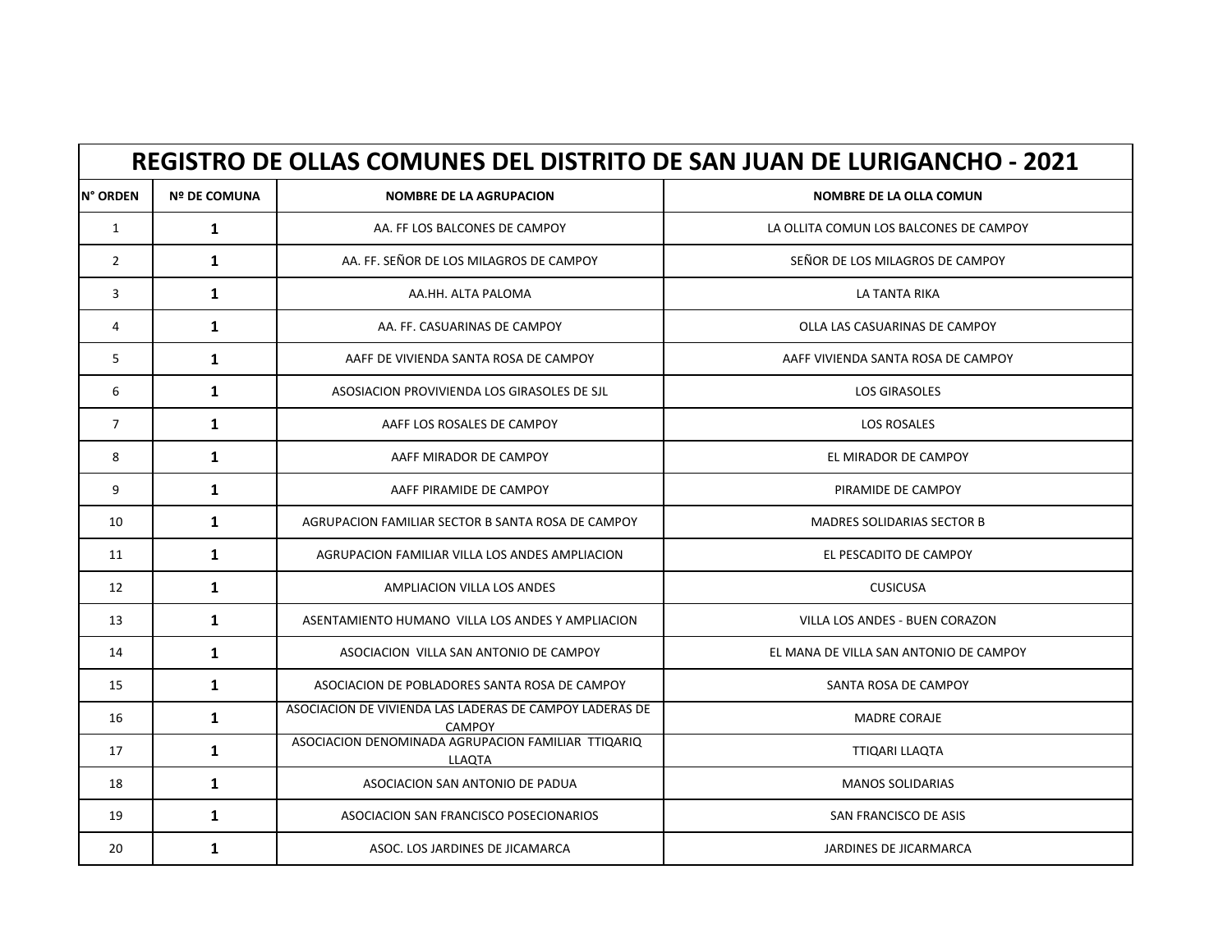# REGISTRO DE OLLAS COMUNES DEL DISTRITO DE SAN JUAN DE LURIGANCHO - 2021

| N° ORDEN | Nº DE COMUNA | NOMBRE DE LA AGRUPACION | NOMBRE DE LA OLLA COMUN |
|---|---|---|---|
| 1 | **1** | AA. FF LOS BALCONES DE CAMPOY | LA OLLITA COMUN LOS BALCONES DE CAMPOY |
| 2 | **1** | AA. FF. SEÑOR DE LOS MILAGROS DE CAMPOY | SEÑOR DE LOS MILAGROS DE CAMPOY |
| 3 | **1** | AA.HH. ALTA PALOMA | LA TANTA RIKA |
| 4 | **1** | AA. FF. CASUARINAS DE CAMPOY | OLLA LAS CASUARINAS DE CAMPOY |
| 5 | **1** | AAFF DE VIVIENDA SANTA ROSA DE CAMPOY | AAFF VIVIENDA SANTA ROSA DE CAMPOY |
| 6 | **1** | ASOSIACION PROVIVIENDA LOS GIRASOLES DE SJL | LOS GIRASOLES |
| 7 | **1** | AAFF LOS ROSALES DE CAMPOY | LOS ROSALES |
| 8 | **1** | AAFF MIRADOR DE CAMPOY | EL MIRADOR DE CAMPOY |
| 9 | **1** | AAFF PIRAMIDE DE CAMPOY | PIRAMIDE DE CAMPOY |
| 10 | **1** | AGRUPACION FAMILIAR SECTOR B SANTA ROSA DE CAMPOY | MADRES SOLIDARIAS SECTOR B |
| 11 | **1** | AGRUPACION FAMILIAR VILLA LOS ANDES AMPLIACION | EL PESCADITO DE CAMPOY |
| 12 | **1** | AMPLIACION VILLA LOS ANDES | CUSICUSA |
| 13 | **1** | ASENTAMIENTO HUMANO VILLA LOS ANDES Y AMPLIACION | VILLA LOS ANDES - BUEN CORAZON |
| 14 | **1** | ASOCIACION VILLA SAN ANTONIO DE CAMPOY | EL MANA DE VILLA SAN ANTONIO DE CAMPOY |
| 15 | **1** | ASOCIACION DE POBLADORES SANTA ROSA DE CAMPOY | SANTA ROSA DE CAMPOY |
| 16 | **1** | ASOCIACION DE VIVIENDA LAS LADERAS DE CAMPOY LADERAS DE CAMPOY | MADRE CORAJE |
| 17 | **1** | ASOCIACION DENOMINADA AGRUPACION FAMILIAR TTIQARIQ LLAQTA | TTIQARI LLAQTA |
| 18 | **1** | ASOCIACION SAN ANTONIO DE PADUA | MANOS SOLIDARIAS |
| 19 | **1** | ASOCIACION SAN FRANCISCO POSECIONARIOS | SAN FRANCISCO DE ASIS |
| 20 | **1** | ASOC. LOS JARDINES DE JICAMARCA | JARDINES DE JICARMARCA |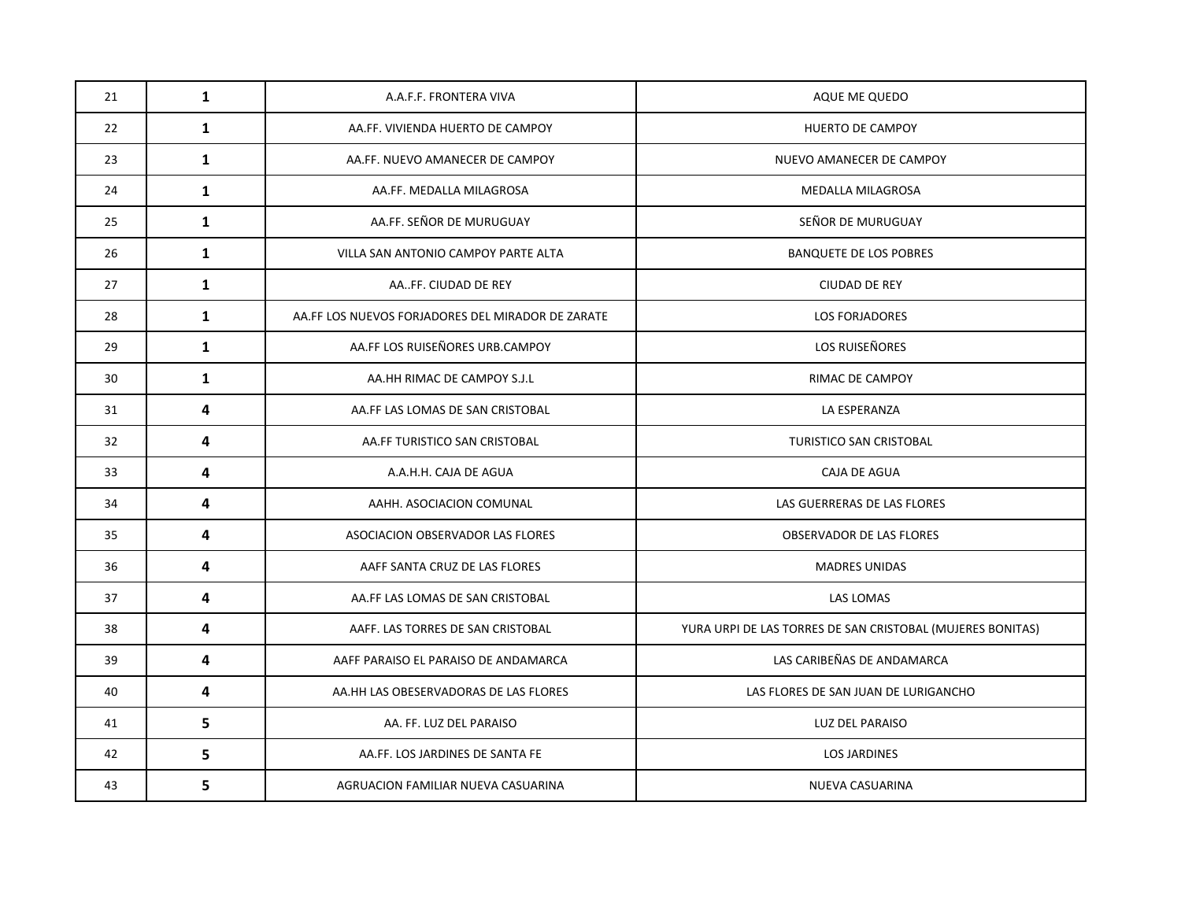| | | | |
|---|---|---|---|
| 21 | **1** | A.A.F.F. FRONTERA VIVA | AQUE ME QUEDO |
| 22 | **1** | AA.FF. VIVIENDA HUERTO DE CAMPOY | HUERTO DE CAMPOY |
| 23 | **1** | AA.FF. NUEVO AMANECER DE CAMPOY | NUEVO AMANECER DE CAMPOY |
| 24 | **1** | AA.FF. MEDALLA MILAGROSA | MEDALLA MILAGROSA |
| 25 | **1** | AA.FF. SEÑOR DE MURUGUAY | SEÑOR DE MURUGUAY |
| 26 | **1** | VILLA SAN ANTONIO CAMPOY PARTE ALTA | BANQUETE DE LOS POBRES |
| 27 | **1** | AA..FF. CIUDAD DE REY | CIUDAD DE REY |
| 28 | **1** | AA.FF LOS NUEVOS FORJADORES DEL MIRADOR DE ZARATE | LOS FORJADORES |
| 29 | **1** | AA.FF LOS RUISEÑORES URB.CAMPOY | LOS RUISEÑORES |
| 30 | **1** | AA.HH RIMAC DE CAMPOY S.J.L | RIMAC DE CAMPOY |
| 31 | **4** | AA.FF LAS LOMAS DE SAN CRISTOBAL | LA ESPERANZA |
| 32 | **4** | AA.FF TURISTICO SAN CRISTOBAL | TURISTICO SAN CRISTOBAL |
| 33 | **4** | A.A.H.H. CAJA DE AGUA | CAJA DE AGUA |
| 34 | **4** | AAHH. ASOCIACION COMUNAL | LAS GUERRERAS DE LAS FLORES |
| 35 | **4** | ASOCIACION OBSERVADOR LAS FLORES | OBSERVADOR DE LAS FLORES |
| 36 | **4** | AAFF SANTA CRUZ DE LAS FLORES | MADRES UNIDAS |
| 37 | **4** | AA.FF LAS LOMAS DE SAN CRISTOBAL | LAS LOMAS |
| 38 | **4** | AAFF. LAS TORRES DE SAN CRISTOBAL | YURA URPI DE LAS TORRES DE SAN CRISTOBAL (MUJERES BONITAS) |
| 39 | **4** | AAFF PARAISO EL PARAISO DE ANDAMARCA | LAS CARIBEÑAS DE ANDAMARCA |
| 40 | **4** | AA.HH LAS OBESERVADORAS DE LAS FLORES | LAS FLORES DE SAN JUAN DE LURIGANCHO |
| 41 | **5** | AA. FF. LUZ DEL PARAISO | LUZ DEL PARAISO |
| 42 | **5** | AA.FF. LOS JARDINES DE SANTA FE | LOS JARDINES |
| 43 | **5** | AGRUACION FAMILIAR NUEVA CASUARINA | NUEVA CASUARINA |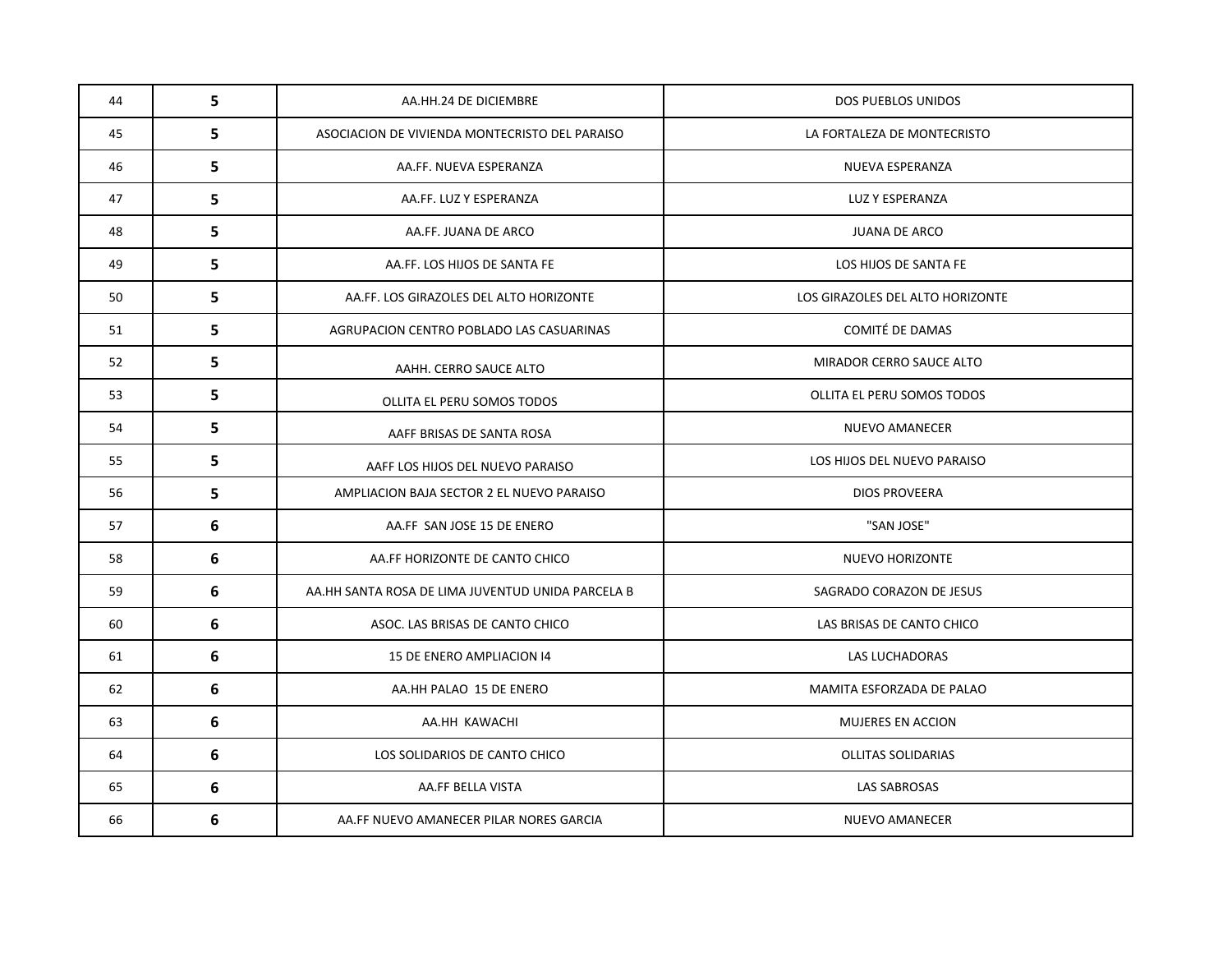| 44 | **5** | AA.HH.24 DE DICIEMBRE | DOS PUEBLOS UNIDOS |
|---|---|---|---|
| 45 | **5** | ASOCIACION DE VIVIENDA MONTECRISTO DEL PARAISO | LA FORTALEZA DE MONTECRISTO |
| 46 | **5** | AA.FF. NUEVA ESPERANZA | NUEVA ESPERANZA |
| 47 | **5** | AA.FF. LUZ Y ESPERANZA | LUZ Y ESPERANZA |
| 48 | **5** | AA.FF. JUANA DE ARCO | JUANA DE ARCO |
| 49 | **5** | AA.FF. LOS HIJOS DE SANTA FE | LOS HIJOS DE SANTA FE |
| 50 | **5** | AA.FF. LOS GIRAZOLES DEL ALTO HORIZONTE | LOS GIRAZOLES DEL ALTO HORIZONTE |
| 51 | **5** | AGRUPACION CENTRO POBLADO LAS CASUARINAS | COMITÉ DE DAMAS |
| 52 | **5** | AAHH. CERRO SAUCE ALTO | MIRADOR CERRO SAUCE ALTO |
| 53 | **5** | OLLITA EL PERU SOMOS TODOS | OLLITA EL PERU SOMOS TODOS |
| 54 | **5** | AAFF BRISAS DE SANTA ROSA | NUEVO AMANECER |
| 55 | **5** | AAFF LOS HIJOS DEL NUEVO PARAISO | LOS HIJOS DEL NUEVO PARAISO |
| 56 | **5** | AMPLIACION BAJA SECTOR 2 EL NUEVO PARAISO | DIOS PROVEERA |
| 57 | **6** | AA.FF SAN JOSE 15 DE ENERO | "SAN JOSE" |
| 58 | **6** | AA.FF HORIZONTE DE CANTO CHICO | NUEVO HORIZONTE |
| 59 | **6** | AA.HH SANTA ROSA DE LIMA JUVENTUD UNIDA PARCELA B | SAGRADO CORAZON DE JESUS |
| 60 | **6** | ASOC. LAS BRISAS DE CANTO CHICO | LAS BRISAS DE CANTO CHICO |
| 61 | **6** | 15 DE ENERO AMPLIACION I4 | LAS LUCHADORAS |
| 62 | **6** | AA.HH PALAO 15 DE ENERO | MAMITA ESFORZADA DE PALAO |
| 63 | **6** | AA.HH KAWACHI | MUJERES EN ACCION |
| 64 | **6** | LOS SOLIDARIOS DE CANTO CHICO | OLLITAS SOLIDARIAS |
| 65 | **6** | AA.FF BELLA VISTA | LAS SABROSAS |
| 66 | **6** | AA.FF NUEVO AMANECER PILAR NORES GARCIA | NUEVO AMANECER |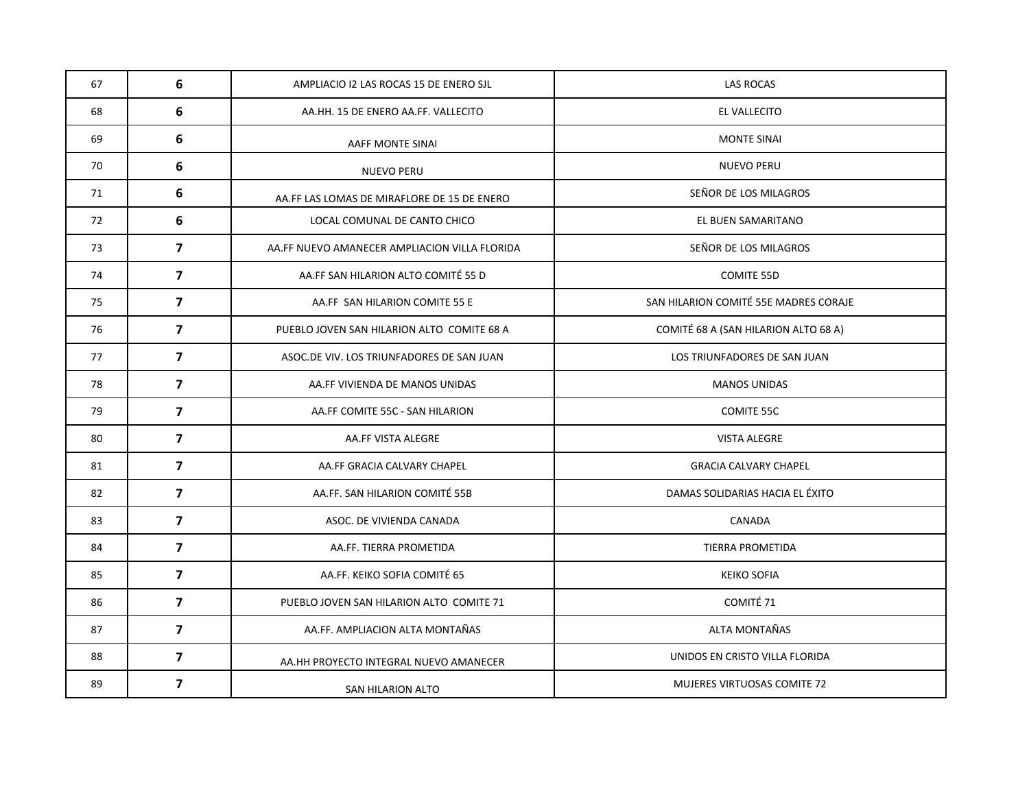| 67 | **6** | AMPLIACIO I2 LAS ROCAS 15 DE ENERO SJL | LAS ROCAS |
|---|---|---|---|
| 68 | **6** | AA.HH. 15 DE ENERO AA.FF. VALLECITO | EL VALLECITO |
| 69 | **6** | AAFF MONTE SINAI | MONTE SINAI |
| 70 | **6** | NUEVO PERU | NUEVO PERU |
| 71 | **6** | AA.FF LAS LOMAS DE MIRAFLORE DE 15 DE ENERO | SEÑOR DE LOS MILAGROS |
| 72 | **6** | LOCAL COMUNAL DE CANTO CHICO | EL BUEN SAMARITANO |
| 73 | **7** | AA.FF NUEVO AMANECER AMPLIACION VILLA FLORIDA | SEÑOR DE LOS MILAGROS |
| 74 | **7** | AA.FF SAN HILARION ALTO COMITÉ 55 D | COMITE 55D |
| 75 | **7** | AA.FF SAN HILARION COMITE 55 E | SAN HILARION COMITÉ 55E MADRES CORAJE |
| 76 | **7** | PUEBLO JOVEN SAN HILARION ALTO COMITE 68 A | COMITÉ 68 A (SAN HILARION ALTO 68 A) |
| 77 | **7** | ASOC.DE VIV. LOS TRIUNFADORES DE SAN JUAN | LOS TRIUNFADORES DE SAN JUAN |
| 78 | **7** | AA.FF VIVIENDA DE MANOS UNIDAS | MANOS UNIDAS |
| 79 | **7** | AA.FF COMITE 55C - SAN HILARION | COMITE 55C |
| 80 | **7** | AA.FF VISTA ALEGRE | VISTA ALEGRE |
| 81 | **7** | AA.FF GRACIA CALVARY CHAPEL | GRACIA CALVARY CHAPEL |
| 82 | **7** | AA.FF. SAN HILARION COMITÉ 55B | DAMAS SOLIDARIAS HACIA EL ÉXITO |
| 83 | **7** | ASOC. DE VIVIENDA CANADA | CANADA |
| 84 | **7** | AA.FF. TIERRA PROMETIDA | TIERRA PROMETIDA |
| 85 | **7** | AA.FF. KEIKO SOFIA COMITÉ 65 | KEIKO SOFIA |
| 86 | **7** | PUEBLO JOVEN SAN HILARION ALTO COMITE 71 | COMITÉ 71 |
| 87 | **7** | AA.FF. AMPLIACION ALTA MONTAÑAS | ALTA MONTAÑAS |
| 88 | **7** | AA.HH PROYECTO INTEGRAL NUEVO AMANECER | UNIDOS EN CRISTO VILLA FLORIDA |
| 89 | **7** | SAN HILARION ALTO | MUJERES VIRTUOSAS COMITE 72 |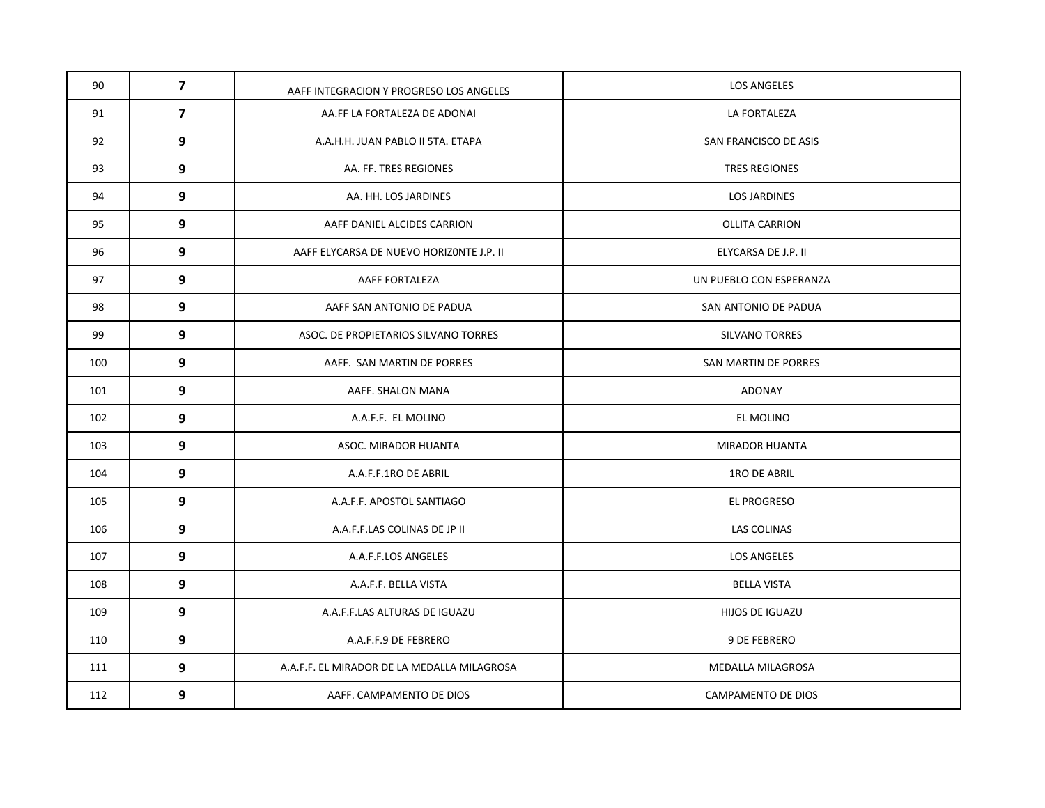| 90 | **7** | AAFF INTEGRACION Y PROGRESO LOS ANGELES | LOS ANGELES |
|---|---|---|---|
| 91 | **7** | AA.FF LA FORTALEZA DE ADONAI | LA FORTALEZA |
| 92 | **9** | A.A.H.H. JUAN PABLO II 5TA. ETAPA | SAN FRANCISCO DE ASIS |
| 93 | **9** | AA. FF. TRES REGIONES | TRES REGIONES |
| 94 | **9** | AA. HH. LOS JARDINES | LOS JARDINES |
| 95 | **9** | AAFF DANIEL ALCIDES CARRION | OLLITA CARRION |
| 96 | **9** | AAFF ELYCARSA DE NUEVO HORIZ0NTE J.P. II | ELYCARSA DE J.P. II |
| 97 | **9** | AAFF FORTALEZA | UN PUEBLO CON ESPERANZA |
| 98 | **9** | AAFF SAN ANTONIO DE PADUA | SAN ANTONIO DE PADUA |
| 99 | **9** | ASOC. DE PROPIETARIOS SILVANO TORRES | SILVANO TORRES |
| 100 | **9** | AAFF. SAN MARTIN DE PORRES | SAN MARTIN DE PORRES |
| 101 | **9** | AAFF. SHALON MANA | ADONAY |
| 102 | **9** | A.A.F.F. EL MOLINO | EL MOLINO |
| 103 | **9** | ASOC. MIRADOR HUANTA | MIRADOR HUANTA |
| 104 | **9** | A.A.F.F.1RO DE ABRIL | 1RO DE ABRIL |
| 105 | **9** | A.A.F.F. APOSTOL SANTIAGO | EL PROGRESO |
| 106 | **9** | A.A.F.F.LAS COLINAS DE JP II | LAS COLINAS |
| 107 | **9** | A.A.F.F.LOS ANGELES | LOS ANGELES |
| 108 | **9** | A.A.F.F. BELLA VISTA | BELLA VISTA |
| 109 | **9** | A.A.F.F.LAS ALTURAS DE IGUAZU | HIJOS DE IGUAZU |
| 110 | **9** | A.A.F.F.9 DE FEBRERO | 9 DE FEBRERO |
| 111 | **9** | A.A.F.F. EL MIRADOR DE LA MEDALLA MILAGROSA | MEDALLA MILAGROSA |
| 112 | **9** | AAFF. CAMPAMENTO DE DIOS | CAMPAMENTO DE DIOS |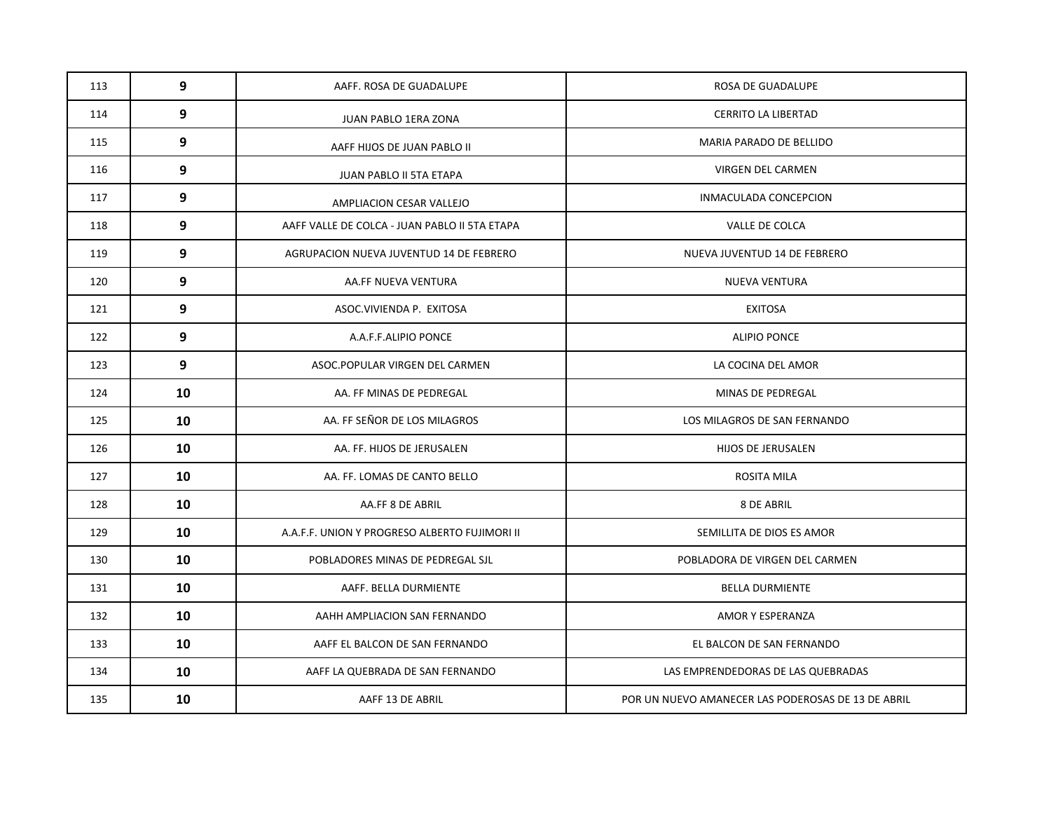| | | | |
|---|---|---|---|
| 113 | **9** | AAFF. ROSA DE GUADALUPE | ROSA DE GUADALUPE |
| 114 | **9** | JUAN PABLO 1ERA ZONA | CERRITO LA LIBERTAD |
| 115 | **9** | AAFF HIJOS DE JUAN PABLO II | MARIA PARADO DE BELLIDO |
| 116 | **9** | JUAN PABLO II 5TA ETAPA | VIRGEN DEL CARMEN |
| 117 | **9** | AMPLIACION CESAR VALLEJO | INMACULADA CONCEPCION |
| 118 | **9** | AAFF VALLE DE COLCA - JUAN PABLO II 5TA ETAPA | VALLE DE COLCA |
| 119 | **9** | AGRUPACION NUEVA JUVENTUD 14 DE FEBRERO | NUEVA JUVENTUD 14 DE FEBRERO |
| 120 | **9** | AA.FF NUEVA VENTURA | NUEVA VENTURA |
| 121 | **9** | ASOC.VIVIENDA P. EXITOSA | EXITOSA |
| 122 | **9** | A.A.F.F.ALIPIO PONCE | ALIPIO PONCE |
| 123 | **9** | ASOC.POPULAR VIRGEN DEL CARMEN | LA COCINA DEL AMOR |
| 124 | **10** | AA. FF MINAS DE PEDREGAL | MINAS DE PEDREGAL |
| 125 | **10** | AA. FF SEÑOR DE LOS MILAGROS | LOS MILAGROS DE SAN FERNANDO |
| 126 | **10** | AA. FF. HIJOS DE JERUSALEN | HIJOS DE JERUSALEN |
| 127 | **10** | AA. FF. LOMAS DE CANTO BELLO | ROSITA MILA |
| 128 | **10** | AA.FF 8 DE ABRIL | 8 DE ABRIL |
| 129 | **10** | A.A.F.F. UNION Y PROGRESO ALBERTO FUJIMORI II | SEMILLITA DE DIOS ES AMOR |
| 130 | **10** | POBLADORES MINAS DE PEDREGAL SJL | POBLADORA DE VIRGEN DEL CARMEN |
| 131 | **10** | AAFF. BELLA DURMIENTE | BELLA DURMIENTE |
| 132 | **10** | AAHH AMPLIACION SAN FERNANDO | AMOR Y ESPERANZA |
| 133 | **10** | AAFF EL BALCON DE SAN FERNANDO | EL BALCON DE SAN FERNANDO |
| 134 | **10** | AAFF LA QUEBRADA DE SAN FERNANDO | LAS EMPRENDEDORAS DE LAS QUEBRADAS |
| 135 | **10** | AAFF 13 DE ABRIL | POR UN NUEVO AMANECER LAS PODEROSAS DE 13 DE ABRIL |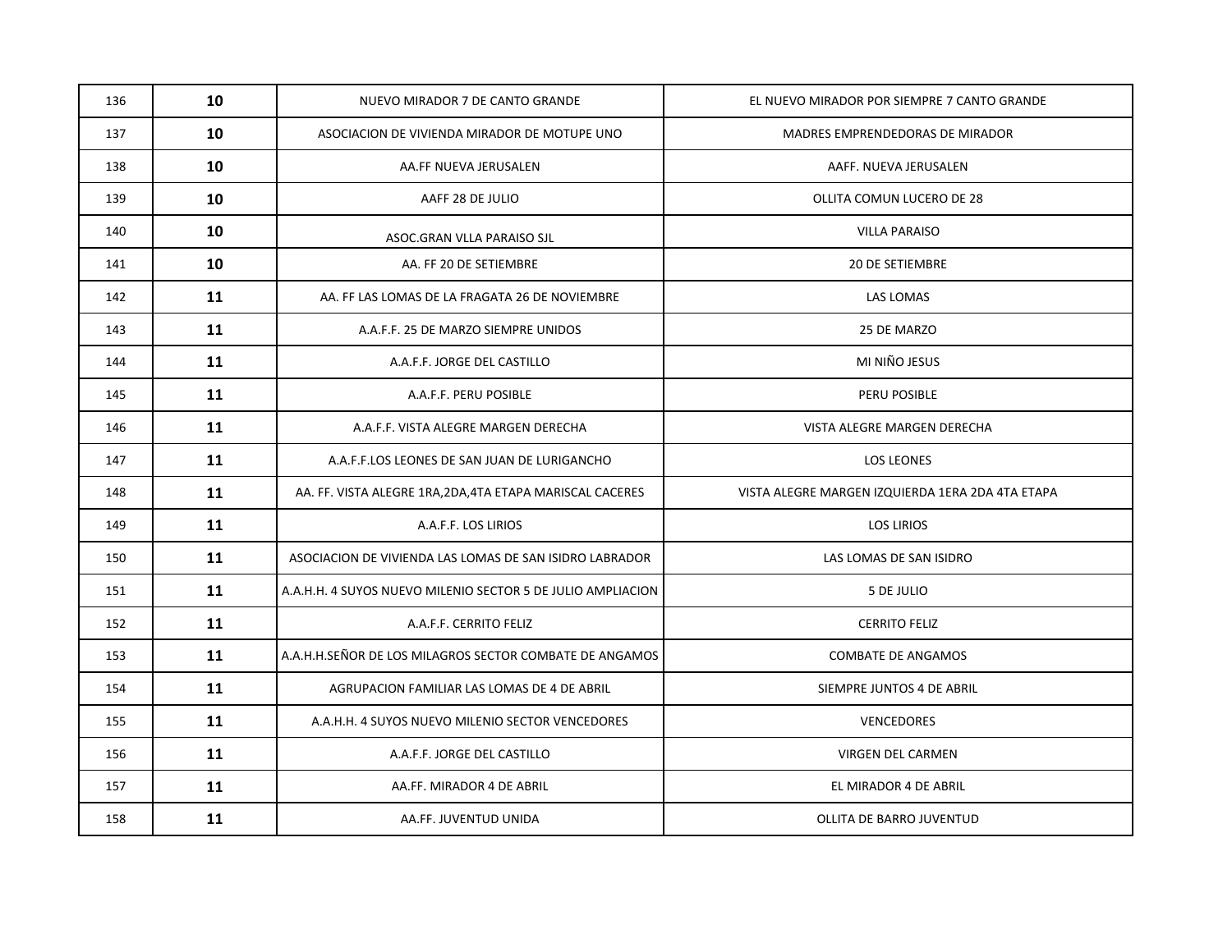| 136 | **10** | NUEVO MIRADOR 7 DE CANTO GRANDE | EL NUEVO MIRADOR POR SIEMPRE 7 CANTO GRANDE |
|---|---|---|---|
| 137 | **10** | ASOCIACION DE VIVIENDA MIRADOR DE MOTUPE UNO | MADRES EMPRENDEDORAS DE MIRADOR |
| 138 | **10** | AA.FF NUEVA JERUSALEN | AAFF. NUEVA JERUSALEN |
| 139 | **10** | AAFF 28 DE JULIO | OLLITA COMUN LUCERO DE 28 |
| 140 | **10** | ASOC.GRAN VLLA PARAISO SJL | VILLA PARAISO |
| 141 | **10** | AA. FF 20 DE SETIEMBRE | 20 DE SETIEMBRE |
| 142 | **11** | AA. FF LAS LOMAS DE LA FRAGATA 26 DE NOVIEMBRE | LAS LOMAS |
| 143 | **11** | A.A.F.F. 25 DE MARZO SIEMPRE UNIDOS | 25 DE MARZO |
| 144 | **11** | A.A.F.F. JORGE DEL CASTILLO | MI NIÑO JESUS |
| 145 | **11** | A.A.F.F. PERU POSIBLE | PERU POSIBLE |
| 146 | **11** | A.A.F.F. VISTA ALEGRE MARGEN DERECHA | VISTA ALEGRE MARGEN DERECHA |
| 147 | **11** | A.A.F.F.LOS LEONES DE SAN JUAN DE LURIGANCHO | LOS LEONES |
| 148 | **11** | AA. FF. VISTA ALEGRE 1RA,2DA,4TA ETAPA MARISCAL CACERES | VISTA ALEGRE MARGEN IZQUIERDA 1ERA 2DA 4TA ETAPA |
| 149 | **11** | A.A.F.F. LOS LIRIOS | LOS LIRIOS |
| 150 | **11** | ASOCIACION DE VIVIENDA LAS LOMAS DE SAN ISIDRO LABRADOR | LAS LOMAS DE SAN ISIDRO |
| 151 | **11** | A.A.H.H. 4 SUYOS NUEVO MILENIO SECTOR 5 DE JULIO AMPLIACION | 5 DE JULIO |
| 152 | **11** | A.A.F.F. CERRITO FELIZ | CERRITO FELIZ |
| 153 | **11** | A.A.H.H.SEÑOR DE LOS MILAGROS SECTOR COMBATE DE ANGAMOS | COMBATE DE ANGAMOS |
| 154 | **11** | AGRUPACION FAMILIAR LAS LOMAS DE 4 DE ABRIL | SIEMPRE JUNTOS 4 DE ABRIL |
| 155 | **11** | A.A.H.H. 4 SUYOS NUEVO MILENIO SECTOR VENCEDORES | VENCEDORES |
| 156 | **11** | A.A.F.F. JORGE DEL CASTILLO | VIRGEN DEL CARMEN |
| 157 | **11** | AA.FF. MIRADOR 4 DE ABRIL | EL MIRADOR 4 DE ABRIL |
| 158 | **11** | AA.FF. JUVENTUD UNIDA | OLLITA DE BARRO JUVENTUD |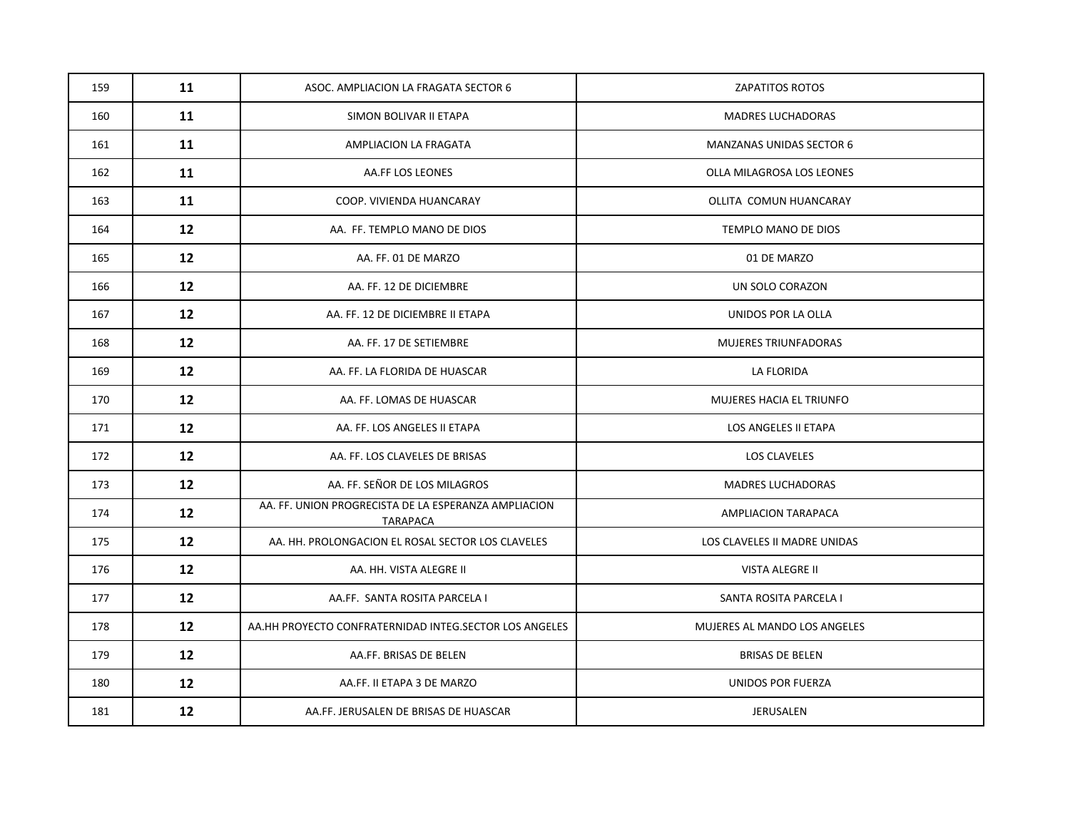| | | | |
|---|---|---|---|
| 159 | **11** | ASOC. AMPLIACION LA FRAGATA SECTOR 6 | ZAPATITOS ROTOS |
| 160 | **11** | SIMON BOLIVAR II ETAPA | MADRES LUCHADORAS |
| 161 | **11** | AMPLIACION LA FRAGATA | MANZANAS UNIDAS SECTOR 6 |
| 162 | **11** | AA.FF LOS LEONES | OLLA MILAGROSA LOS LEONES |
| 163 | **11** | COOP. VIVIENDA HUANCARAY | OLLITA COMUN HUANCARAY |
| 164 | **12** | AA. FF. TEMPLO MANO DE DIOS | TEMPLO MANO DE DIOS |
| 165 | **12** | AA. FF. 01 DE MARZO | 01 DE MARZO |
| 166 | **12** | AA. FF. 12 DE DICIEMBRE | UN SOLO CORAZON |
| 167 | **12** | AA. FF. 12 DE DICIEMBRE II ETAPA | UNIDOS POR LA OLLA |
| 168 | **12** | AA. FF. 17 DE SETIEMBRE | MUJERES TRIUNFADORAS |
| 169 | **12** | AA. FF. LA FLORIDA DE HUASCAR | LA FLORIDA |
| 170 | **12** | AA. FF. LOMAS DE HUASCAR | MUJERES HACIA EL TRIUNFO |
| 171 | **12** | AA. FF. LOS ANGELES II ETAPA | LOS ANGELES II ETAPA |
| 172 | **12** | AA. FF. LOS CLAVELES DE BRISAS | LOS CLAVELES |
| 173 | **12** | AA. FF. SEÑOR DE LOS MILAGROS | MADRES LUCHADORAS |
| 174 | **12** | AA. FF. UNION PROGRECISTA DE LA ESPERANZA AMPLIACION TARAPACA | AMPLIACION TARAPACA |
| 175 | **12** | AA. HH. PROLONGACION EL ROSAL SECTOR LOS CLAVELES | LOS CLAVELES II MADRE UNIDAS |
| 176 | **12** | AA. HH. VISTA ALEGRE II | VISTA ALEGRE II |
| 177 | **12** | AA.FF. SANTA ROSITA PARCELA I | SANTA ROSITA PARCELA I |
| 178 | **12** | AA.HH PROYECTO CONFRATERNIDAD INTEG.SECTOR LOS ANGELES | MUJERES AL MANDO LOS ANGELES |
| 179 | **12** | AA.FF. BRISAS DE BELEN | BRISAS DE BELEN |
| 180 | **12** | AA.FF. II ETAPA 3 DE MARZO | UNIDOS POR FUERZA |
| 181 | **12** | AA.FF. JERUSALEN DE BRISAS DE HUASCAR | JERUSALEN |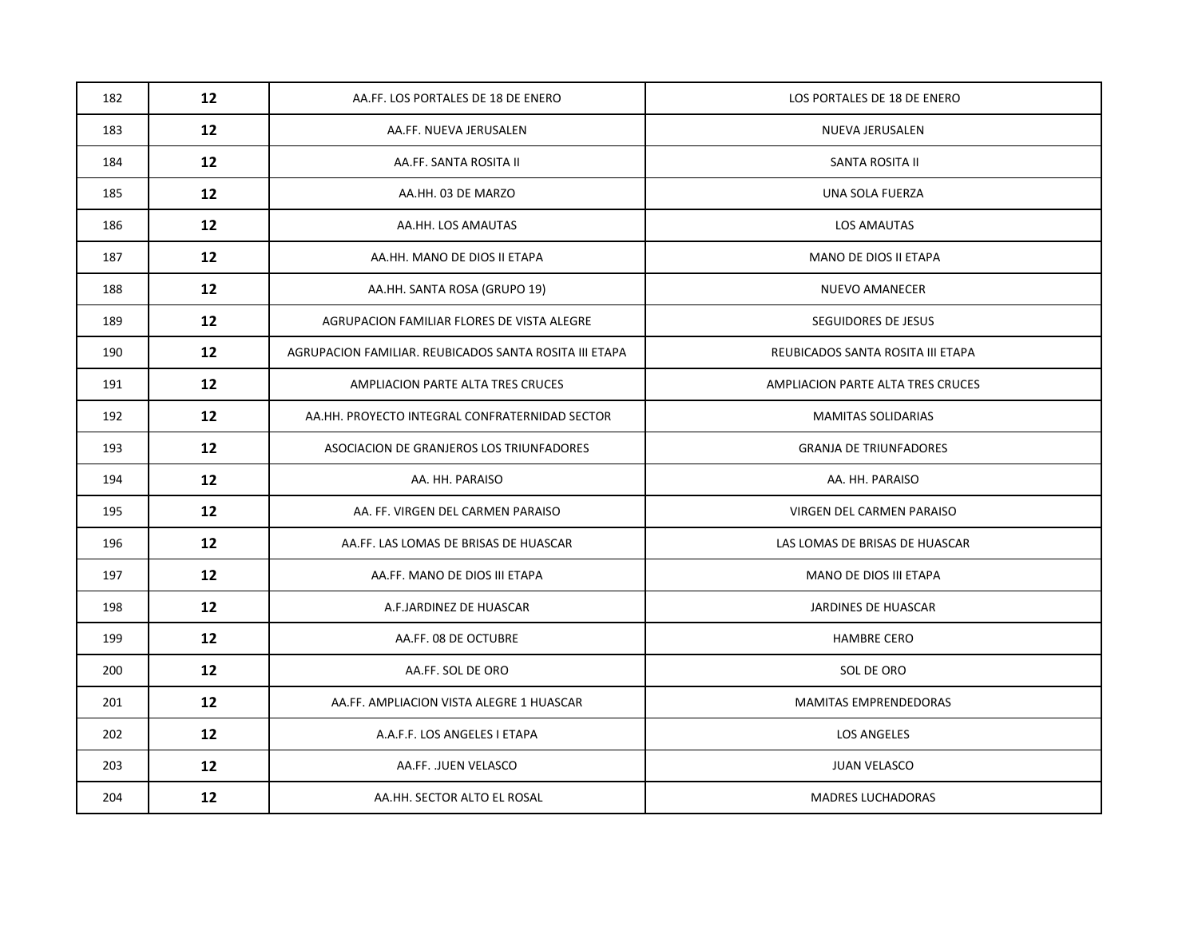| | | | |
|---|---|---|---|
| 182 | **12** | AA.FF. LOS PORTALES DE 18 DE ENERO | LOS PORTALES DE 18 DE ENERO |
| 183 | **12** | AA.FF. NUEVA JERUSALEN | NUEVA JERUSALEN |
| 184 | **12** | AA.FF. SANTA ROSITA II | SANTA ROSITA II |
| 185 | **12** | AA.HH. 03 DE MARZO | UNA SOLA FUERZA |
| 186 | **12** | AA.HH. LOS AMAUTAS | LOS AMAUTAS |
| 187 | **12** | AA.HH. MANO DE DIOS II ETAPA | MANO DE DIOS II ETAPA |
| 188 | **12** | AA.HH. SANTA ROSA (GRUPO 19) | NUEVO AMANECER |
| 189 | **12** | AGRUPACION FAMILIAR FLORES DE VISTA ALEGRE | SEGUIDORES DE JESUS |
| 190 | **12** | AGRUPACION FAMILIAR. REUBICADOS SANTA ROSITA III ETAPA | REUBICADOS SANTA ROSITA III ETAPA |
| 191 | **12** | AMPLIACION PARTE ALTA TRES CRUCES | AMPLIACION PARTE ALTA TRES CRUCES |
| 192 | **12** | AA.HH. PROYECTO INTEGRAL CONFRATERNIDAD SECTOR | MAMITAS SOLIDARIAS |
| 193 | **12** | ASOCIACION DE GRANJEROS LOS TRIUNFADORES | GRANJA DE TRIUNFADORES |
| 194 | **12** | AA. HH. PARAISO | AA. HH. PARAISO |
| 195 | **12** | AA. FF. VIRGEN DEL CARMEN PARAISO | VIRGEN DEL CARMEN PARAISO |
| 196 | **12** | AA.FF. LAS LOMAS DE BRISAS DE HUASCAR | LAS LOMAS DE BRISAS DE HUASCAR |
| 197 | **12** | AA.FF. MANO DE DIOS III ETAPA | MANO DE DIOS III ETAPA |
| 198 | **12** | A.F.JARDINEZ DE HUASCAR | JARDINES DE HUASCAR |
| 199 | **12** | AA.FF. 08 DE OCTUBRE | HAMBRE CERO |
| 200 | **12** | AA.FF. SOL DE ORO | SOL DE ORO |
| 201 | **12** | AA.FF. AMPLIACION VISTA ALEGRE 1 HUASCAR | MAMITAS EMPRENDEDORAS |
| 202 | **12** | A.A.F.F. LOS ANGELES I ETAPA | LOS ANGELES |
| 203 | **12** | AA.FF. .JUEN VELASCO | JUAN VELASCO |
| 204 | **12** | AA.HH. SECTOR ALTO EL ROSAL | MADRES LUCHADORAS |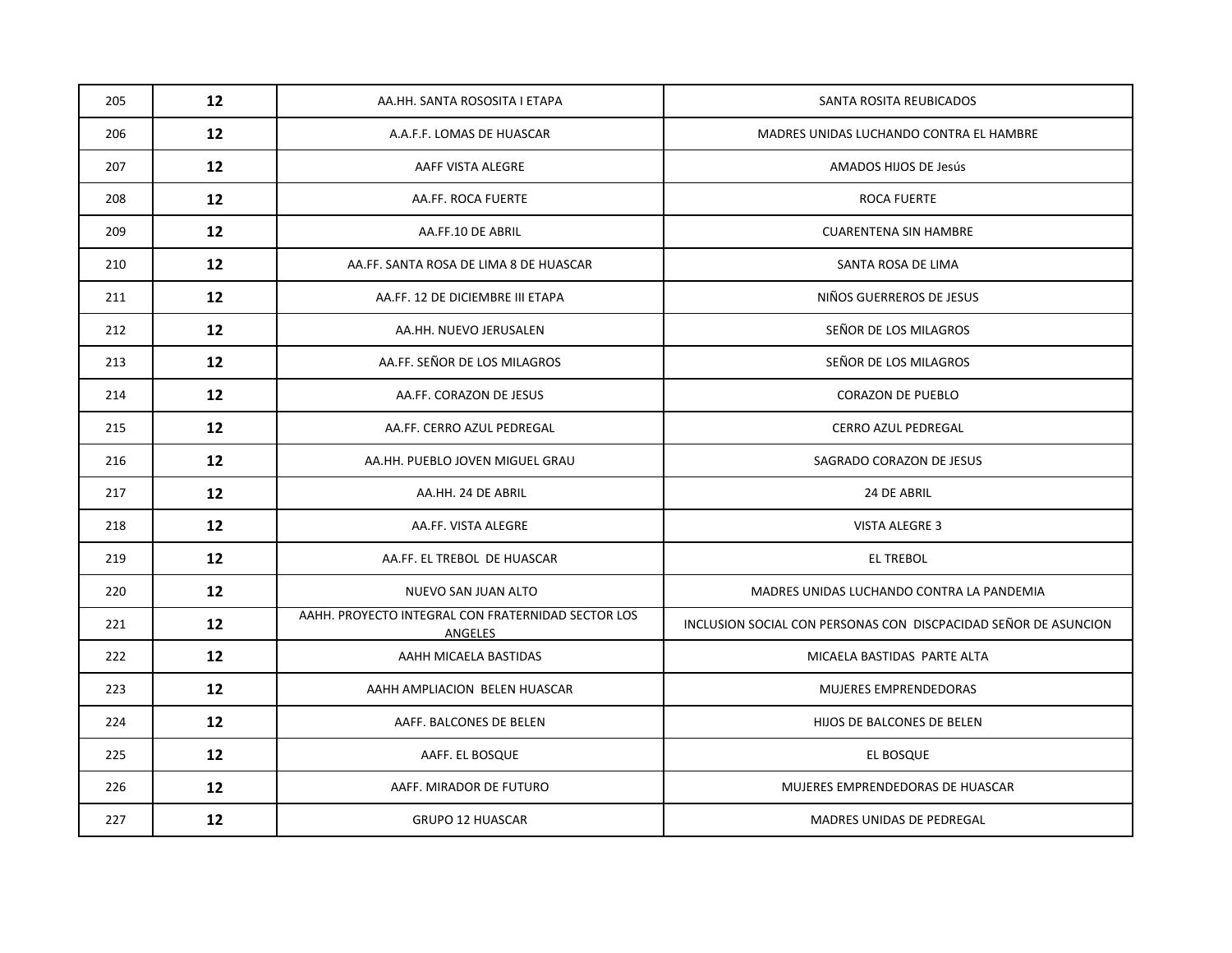| 205 | 12 | AA.HH. SANTA ROSOSITA I ETAPA | SANTA ROSITA REUBICADOS |
|---|---|---|---|
| 206 | 12 | A.A.F.F. LOMAS DE HUASCAR | MADRES UNIDAS LUCHANDO CONTRA EL HAMBRE |
| 207 | 12 | AAFF VISTA ALEGRE | AMADOS HIJOS DE Jesús |
| 208 | 12 | AA.FF. ROCA FUERTE | ROCA FUERTE |
| 209 | 12 | AA.FF.10 DE ABRIL | CUARENTENA SIN HAMBRE |
| 210 | 12 | AA.FF. SANTA ROSA DE LIMA 8 DE HUASCAR | SANTA ROSA DE LIMA |
| 211 | 12 | AA.FF. 12 DE DICIEMBRE III ETAPA | NIÑOS GUERREROS DE JESUS |
| 212 | 12 | AA.HH. NUEVO JERUSALEN | SEÑOR DE LOS MILAGROS |
| 213 | 12 | AA.FF. SEÑOR DE LOS MILAGROS | SEÑOR DE LOS MILAGROS |
| 214 | 12 | AA.FF. CORAZON DE JESUS | CORAZON DE PUEBLO |
| 215 | 12 | AA.FF. CERRO AZUL PEDREGAL | CERRO AZUL PEDREGAL |
| 216 | 12 | AA.HH. PUEBLO JOVEN MIGUEL GRAU | SAGRADO CORAZON DE JESUS |
| 217 | 12 | AA.HH. 24 DE ABRIL | 24 DE ABRIL |
| 218 | 12 | AA.FF. VISTA ALEGRE | VISTA ALEGRE 3 |
| 219 | 12 | AA.FF. EL TREBOL DE HUASCAR | EL TREBOL |
| 220 | 12 | NUEVO SAN JUAN ALTO | MADRES UNIDAS LUCHANDO CONTRA LA PANDEMIA |
| 221 | 12 | AAHH. PROYECTO INTEGRAL CON FRATERNIDAD SECTOR LOS ANGELES | INCLUSION SOCIAL CON PERSONAS CON DISCPACIDAD SEÑOR DE ASUNCION |
| 222 | 12 | AAHH MICAELA BASTIDAS | MICAELA BASTIDAS PARTE ALTA |
| 223 | 12 | AAHH AMPLIACION BELEN HUASCAR | MUJERES EMPRENDEDORAS |
| 224 | 12 | AAFF. BALCONES DE BELEN | HIJOS DE BALCONES DE BELEN |
| 225 | 12 | AAFF. EL BOSQUE | EL BOSQUE |
| 226 | 12 | AAFF. MIRADOR DE FUTURO | MUJERES EMPRENDEDORAS DE HUASCAR |
| 227 | 12 | GRUPO 12 HUASCAR | MADRES UNIDAS DE PEDREGAL |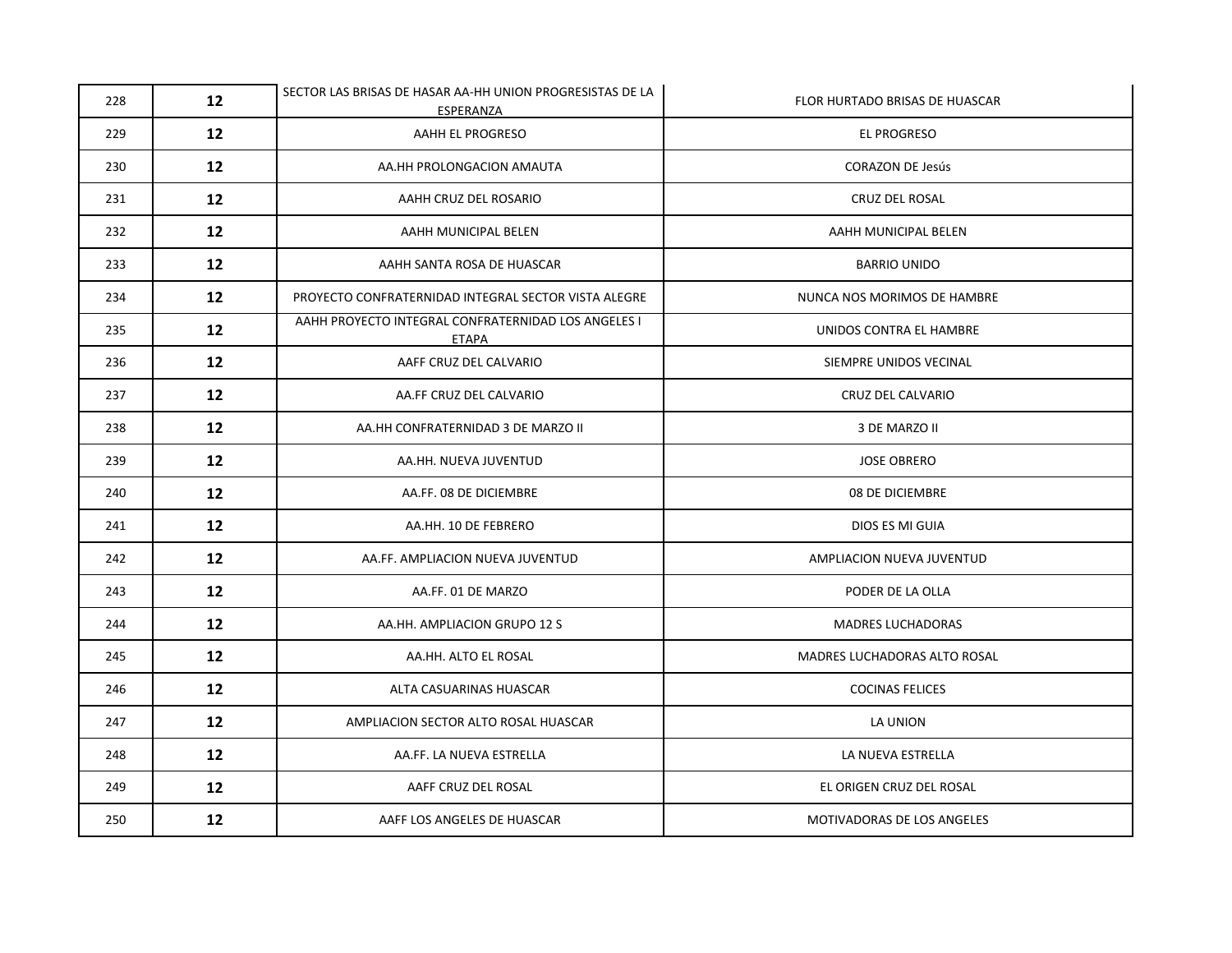| | | | |
|---|---|---|---|
| 228 | **12** | SECTOR LAS BRISAS DE HASAR AA-HH UNION PROGRESISTAS DE LA ESPERANZA | FLOR HURTADO BRISAS DE HUASCAR |
| 229 | **12** | AAHH EL PROGRESO | EL PROGRESO |
| 230 | **12** | AA.HH PROLONGACION AMAUTA | CORAZON DE Jesús |
| 231 | **12** | AAHH CRUZ DEL ROSARIO | CRUZ DEL ROSAL |
| 232 | **12** | AAHH MUNICIPAL BELEN | AAHH MUNICIPAL BELEN |
| 233 | **12** | AAHH SANTA ROSA DE HUASCAR | BARRIO UNIDO |
| 234 | **12** | PROYECTO CONFRATERNIDAD INTEGRAL SECTOR VISTA ALEGRE | NUNCA NOS MORIMOS DE HAMBRE |
| 235 | **12** | AAHH PROYECTO INTEGRAL CONFRATERNIDAD LOS ANGELES I ETAPA | UNIDOS CONTRA EL HAMBRE |
| 236 | **12** | AAFF CRUZ DEL CALVARIO | SIEMPRE UNIDOS VECINAL |
| 237 | **12** | AA.FF CRUZ DEL CALVARIO | CRUZ DEL CALVARIO |
| 238 | **12** | AA.HH CONFRATERNIDAD 3 DE MARZO II | 3 DE MARZO II |
| 239 | **12** | AA.HH. NUEVA JUVENTUD | JOSE OBRERO |
| 240 | **12** | AA.FF. 08 DE DICIEMBRE | 08 DE DICIEMBRE |
| 241 | **12** | AA.HH. 10 DE FEBRERO | DIOS ES MI GUIA |
| 242 | **12** | AA.FF. AMPLIACION NUEVA JUVENTUD | AMPLIACION NUEVA JUVENTUD |
| 243 | **12** | AA.FF. 01 DE MARZO | PODER DE LA OLLA |
| 244 | **12** | AA.HH. AMPLIACION GRUPO 12 S | MADRES LUCHADORAS |
| 245 | **12** | AA.HH. ALTO EL ROSAL | MADRES LUCHADORAS ALTO ROSAL |
| 246 | **12** | ALTA CASUARINAS HUASCAR | COCINAS FELICES |
| 247 | **12** | AMPLIACION SECTOR ALTO ROSAL HUASCAR | LA UNION |
| 248 | **12** | AA.FF. LA NUEVA ESTRELLA | LA NUEVA ESTRELLA |
| 249 | **12** | AAFF CRUZ DEL ROSAL | EL ORIGEN CRUZ DEL ROSAL |
| 250 | **12** | AAFF LOS ANGELES DE HUASCAR | MOTIVADORAS DE LOS ANGELES |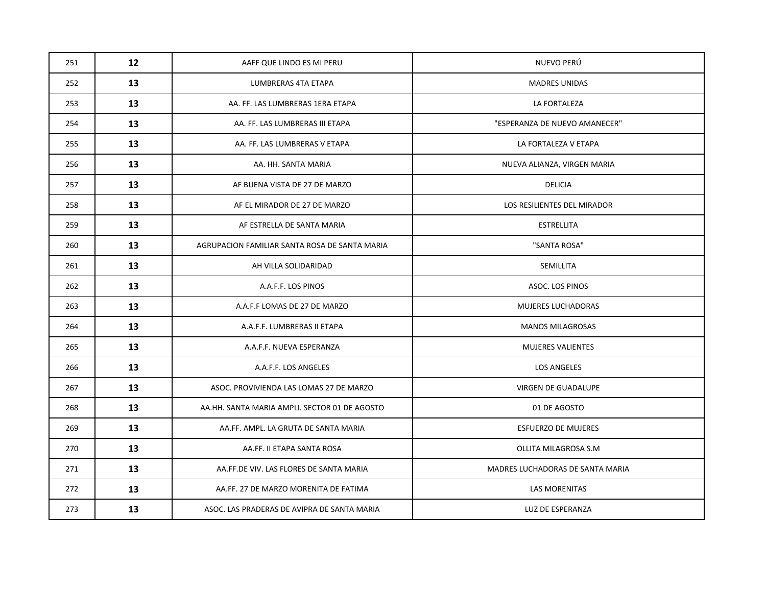| | | | |
|---|---|---|---|
| 251 | **12** | AAFF QUE LINDO ES MI PERU | NUEVO PERÚ |
| 252 | **13** | LUMBRERAS 4TA ETAPA | MADRES UNIDAS |
| 253 | **13** | AA. FF. LAS LUMBRERAS 1ERA ETAPA | LA FORTALEZA |
| 254 | **13** | AA. FF. LAS LUMBRERAS III ETAPA | "ESPERANZA DE NUEVO AMANECER" |
| 255 | **13** | AA. FF. LAS LUMBRERAS V ETAPA | LA FORTALEZA V ETAPA |
| 256 | **13** | AA. HH. SANTA MARIA | NUEVA ALIANZA, VIRGEN MARIA |
| 257 | **13** | AF BUENA VISTA DE 27 DE MARZO | DELICIA |
| 258 | **13** | AF EL MIRADOR DE 27 DE MARZO | LOS RESILIENTES DEL MIRADOR |
| 259 | **13** | AF ESTRELLA DE SANTA MARIA | ESTRELLITA |
| 260 | **13** | AGRUPACION FAMILIAR SANTA ROSA DE SANTA MARIA | "SANTA ROSA" |
| 261 | **13** | AH VILLA SOLIDARIDAD | SEMILLITA |
| 262 | **13** | A.A.F.F. LOS PINOS | ASOC. LOS PINOS |
| 263 | **13** | A.A.F.F LOMAS DE 27 DE MARZO | MUJERES LUCHADORAS |
| 264 | **13** | A.A.F.F. LUMBRERAS II ETAPA | MANOS MILAGROSAS |
| 265 | **13** | A.A.F.F. NUEVA ESPERANZA | MUJERES VALIENTES |
| 266 | **13** | A.A.F.F. LOS ANGELES | LOS ANGELES |
| 267 | **13** | ASOC. PROVIVIENDA LAS LOMAS 27 DE MARZO | VIRGEN DE GUADALUPE |
| 268 | **13** | AA.HH. SANTA MARIA AMPLI. SECTOR 01 DE AGOSTO | 01 DE AGOSTO |
| 269 | **13** | AA.FF. AMPL. LA GRUTA DE SANTA MARIA | ESFUERZO DE MUJERES |
| 270 | **13** | AA.FF. II ETAPA SANTA ROSA | OLLITA MILAGROSA S.M |
| 271 | **13** | AA.FF.DE VIV. LAS FLORES DE SANTA MARIA | MADRES LUCHADORAS DE SANTA MARIA |
| 272 | **13** | AA.FF. 27 DE MARZO MORENITA DE FATIMA | LAS MORENITAS |
| 273 | **13** | ASOC. LAS PRADERAS DE AVIPRA DE SANTA MARIA | LUZ DE ESPERANZA |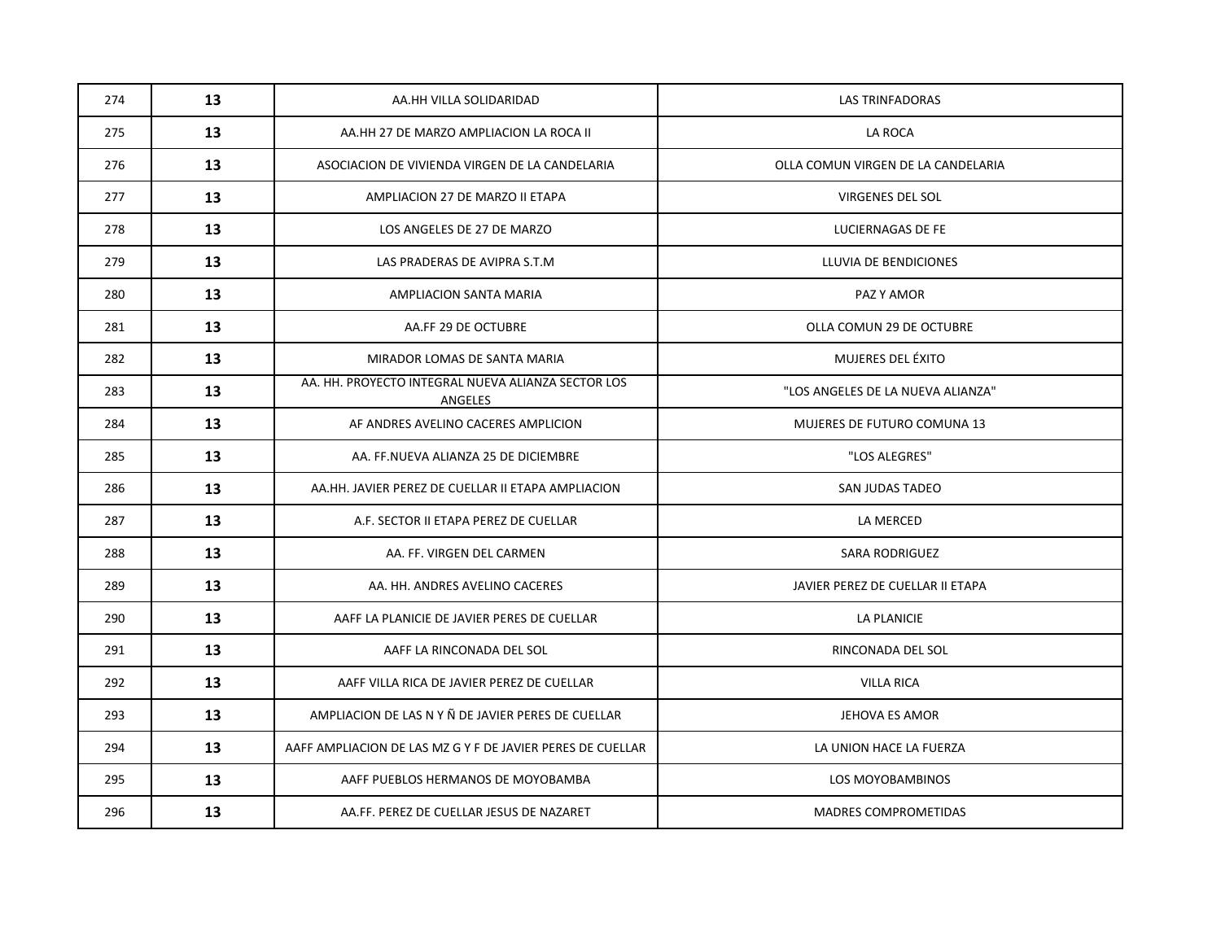| | | | |
|---|---|---|---|
| 274 | **13** | AA.HH VILLA SOLIDARIDAD | LAS TRINFADORAS |
| 275 | **13** | AA.HH 27 DE MARZO AMPLIACION LA ROCA II | LA ROCA |
| 276 | **13** | ASOCIACION DE VIVIENDA VIRGEN DE LA CANDELARIA | OLLA COMUN VIRGEN DE LA CANDELARIA |
| 277 | **13** | AMPLIACION 27 DE MARZO II ETAPA | VIRGENES DEL SOL |
| 278 | **13** | LOS ANGELES DE 27 DE MARZO | LUCIERNAGAS DE FE |
| 279 | **13** | LAS PRADERAS DE AVIPRA S.T.M | LLUVIA DE BENDICIONES |
| 280 | **13** | AMPLIACION SANTA MARIA | PAZ Y AMOR |
| 281 | **13** | AA.FF 29 DE OCTUBRE | OLLA COMUN 29 DE OCTUBRE |
| 282 | **13** | MIRADOR LOMAS DE SANTA MARIA | MUJERES DEL ÉXITO |
| 283 | **13** | AA. HH. PROYECTO INTEGRAL NUEVA ALIANZA SECTOR LOS ANGELES | "LOS ANGELES DE LA NUEVA ALIANZA" |
| 284 | **13** | AF ANDRES AVELINO CACERES AMPLICION | MUJERES DE FUTURO COMUNA 13 |
| 285 | **13** | AA. FF.NUEVA ALIANZA 25 DE DICIEMBRE | "LOS ALEGRES" |
| 286 | **13** | AA.HH. JAVIER PEREZ DE CUELLAR II ETAPA AMPLIACION | SAN JUDAS TADEO |
| 287 | **13** | A.F. SECTOR II ETAPA PEREZ DE CUELLAR | LA MERCED |
| 288 | **13** | AA. FF. VIRGEN DEL CARMEN | SARA RODRIGUEZ |
| 289 | **13** | AA. HH. ANDRES AVELINO CACERES | JAVIER PEREZ DE CUELLAR II ETAPA |
| 290 | **13** | AAFF LA PLANICIE DE JAVIER PERES DE CUELLAR | LA PLANICIE |
| 291 | **13** | AAFF LA RINCONADA DEL SOL | RINCONADA DEL SOL |
| 292 | **13** | AAFF VILLA RICA DE JAVIER PEREZ DE CUELLAR | VILLA RICA |
| 293 | **13** | AMPLIACION DE LAS N Y Ñ DE JAVIER PERES DE CUELLAR | JEHOVA ES AMOR |
| 294 | **13** | AAFF AMPLIACION DE LAS MZ G Y F DE JAVIER PERES DE CUELLAR | LA UNION HACE LA FUERZA |
| 295 | **13** | AAFF PUEBLOS HERMANOS DE MOYOBAMBA | LOS MOYOBAMBINOS |
| 296 | **13** | AA.FF. PEREZ DE CUELLAR JESUS DE NAZARET | MADRES COMPROMETIDAS |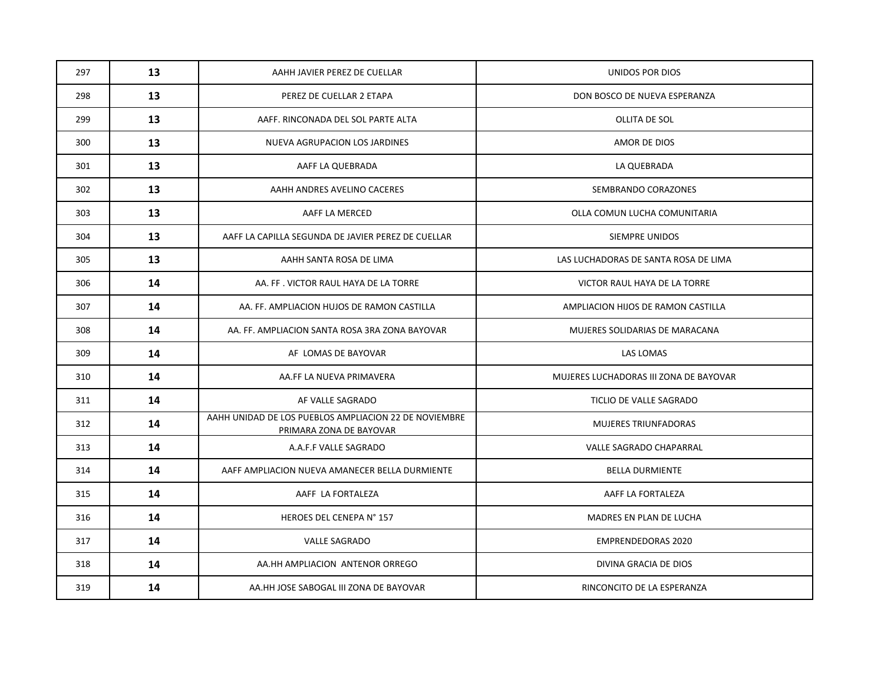| 297 | **13** | AAHH JAVIER PEREZ DE CUELLAR | UNIDOS POR DIOS |
|---|---|---|---|
| 298 | **13** | PEREZ DE CUELLAR 2 ETAPA | DON BOSCO DE NUEVA ESPERANZA |
| 299 | **13** | AAFF. RINCONADA DEL SOL PARTE ALTA | OLLITA DE SOL |
| 300 | **13** | NUEVA AGRUPACION LOS JARDINES | AMOR DE DIOS |
| 301 | **13** | AAFF LA QUEBRADA | LA QUEBRADA |
| 302 | **13** | AAHH ANDRES AVELINO CACERES | SEMBRANDO CORAZONES |
| 303 | **13** | AAFF LA MERCED | OLLA COMUN LUCHA COMUNITARIA |
| 304 | **13** | AAFF LA CAPILLA SEGUNDA DE JAVIER PEREZ DE CUELLAR | SIEMPRE UNIDOS |
| 305 | **13** | AAHH SANTA ROSA DE LIMA | LAS LUCHADORAS DE SANTA ROSA DE LIMA |
| 306 | **14** | AA. FF . VICTOR RAUL HAYA DE LA TORRE | VICTOR RAUL HAYA DE LA TORRE |
| 307 | **14** | AA. FF. AMPLIACION HUJOS DE RAMON CASTILLA | AMPLIACION HIJOS DE RAMON CASTILLA |
| 308 | **14** | AA. FF. AMPLIACION SANTA ROSA 3RA ZONA BAYOVAR | MUJERES SOLIDARIAS DE MARACANA |
| 309 | **14** | AF LOMAS DE BAYOVAR | LAS LOMAS |
| 310 | **14** | AA.FF LA NUEVA PRIMAVERA | MUJERES LUCHADORAS III ZONA DE BAYOVAR |
| 311 | **14** | AF VALLE SAGRADO | TICLIO DE VALLE SAGRADO |
| 312 | **14** | AAHH UNIDAD DE LOS PUEBLOS AMPLIACION 22 DE NOVIEMBRE PRIMARA ZONA DE BAYOVAR | MUJERES TRIUNFADORAS |
| 313 | **14** | A.A.F.F VALLE SAGRADO | VALLE SAGRADO CHAPARRAL |
| 314 | **14** | AAFF AMPLIACION NUEVA AMANECER BELLA DURMIENTE | BELLA DURMIENTE |
| 315 | **14** | AAFF LA FORTALEZA | AAFF LA FORTALEZA |
| 316 | **14** | HEROES DEL CENEPA N° 157 | MADRES EN PLAN DE LUCHA |
| 317 | **14** | VALLE SAGRADO | EMPRENDEDORAS 2020 |
| 318 | **14** | AA.HH AMPLIACION ANTENOR ORREGO | DIVINA GRACIA DE DIOS |
| 319 | **14** | AA.HH JOSE SABOGAL III ZONA DE BAYOVAR | RINCONCITO DE LA ESPERANZA |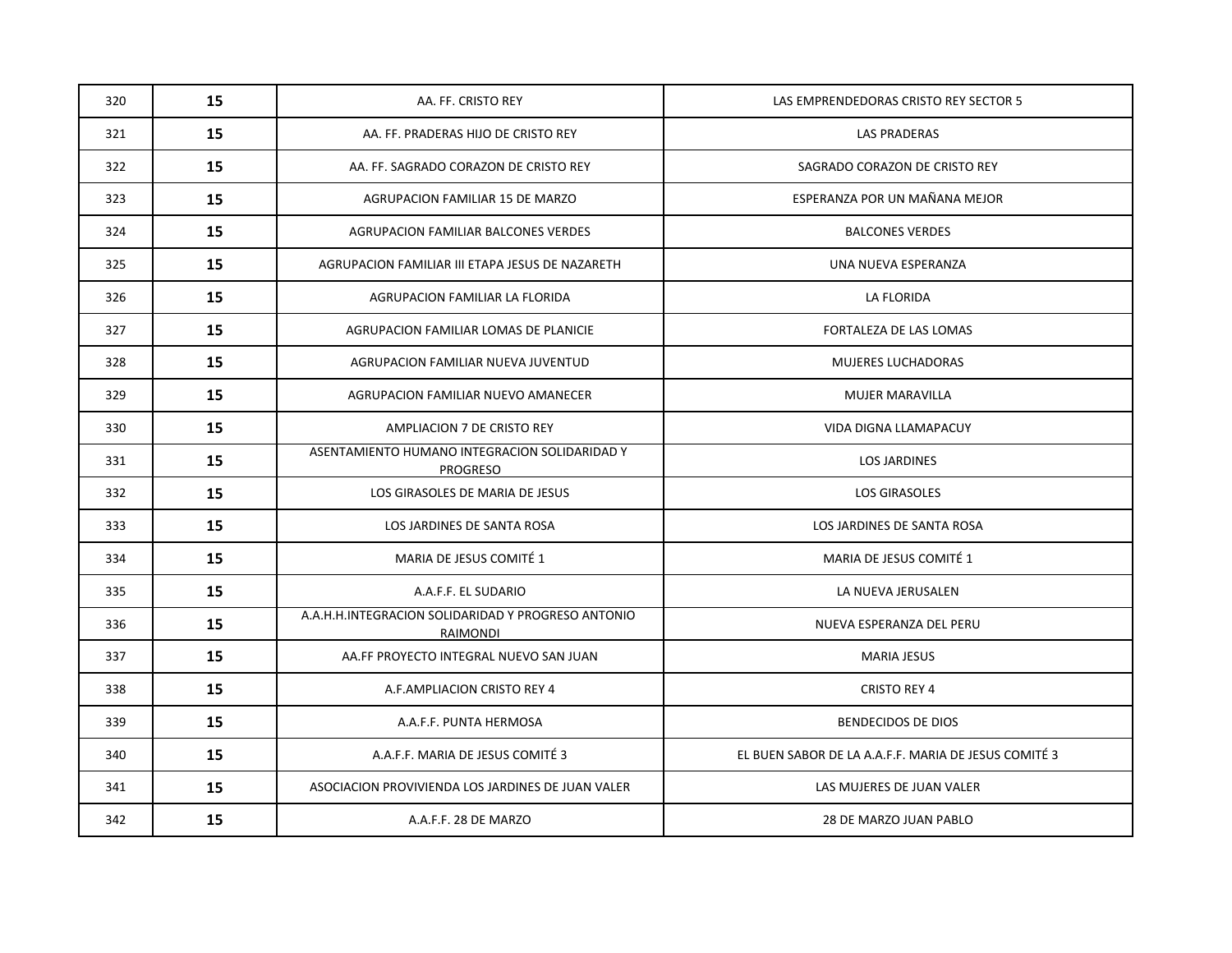| | | | |
|---|---|---|---|
| 320 | **15** | AA. FF. CRISTO REY | LAS EMPRENDEDORAS CRISTO REY SECTOR 5 |
| 321 | **15** | AA. FF. PRADERAS HIJO DE CRISTO REY | LAS PRADERAS |
| 322 | **15** | AA. FF. SAGRADO CORAZON DE CRISTO REY | SAGRADO CORAZON DE CRISTO REY |
| 323 | **15** | AGRUPACION FAMILIAR 15 DE MARZO | ESPERANZA POR UN MAÑANA MEJOR |
| 324 | **15** | AGRUPACION FAMILIAR BALCONES VERDES | BALCONES VERDES |
| 325 | **15** | AGRUPACION FAMILIAR III ETAPA JESUS DE NAZARETH | UNA NUEVA ESPERANZA |
| 326 | **15** | AGRUPACION FAMILIAR LA FLORIDA | LA FLORIDA |
| 327 | **15** | AGRUPACION FAMILIAR LOMAS DE PLANICIE | FORTALEZA DE LAS LOMAS |
| 328 | **15** | AGRUPACION FAMILIAR NUEVA JUVENTUD | MUJERES LUCHADORAS |
| 329 | **15** | AGRUPACION FAMILIAR NUEVO AMANECER | MUJER MARAVILLA |
| 330 | **15** | AMPLIACION 7 DE CRISTO REY | VIDA DIGNA LLAMAPACUY |
| 331 | **15** | ASENTAMIENTO HUMANO INTEGRACION SOLIDARIDAD Y PROGRESO | LOS JARDINES |
| 332 | **15** | LOS GIRASOLES DE MARIA DE JESUS | LOS GIRASOLES |
| 333 | **15** | LOS JARDINES DE SANTA ROSA | LOS JARDINES DE SANTA ROSA |
| 334 | **15** | MARIA DE JESUS COMITÉ 1 | MARIA DE JESUS COMITÉ 1 |
| 335 | **15** | A.A.F.F. EL SUDARIO | LA NUEVA JERUSALEN |
| 336 | **15** | A.A.H.H.INTEGRACION SOLIDARIDAD Y PROGRESO ANTONIO RAIMONDI | NUEVA ESPERANZA DEL PERU |
| 337 | **15** | AA.FF PROYECTO INTEGRAL NUEVO SAN JUAN | MARIA JESUS |
| 338 | **15** | A.F.AMPLIACION CRISTO REY 4 | CRISTO REY 4 |
| 339 | **15** | A.A.F.F. PUNTA HERMOSA | BENDECIDOS DE DIOS |
| 340 | **15** | A.A.F.F. MARIA DE JESUS COMITÉ 3 | EL BUEN SABOR DE LA A.A.F.F. MARIA DE JESUS COMITÉ 3 |
| 341 | **15** | ASOCIACION PROVIVIENDA LOS JARDINES DE JUAN VALER | LAS MUJERES DE JUAN VALER |
| 342 | **15** | A.A.F.F. 28 DE MARZO | 28 DE MARZO JUAN PABLO |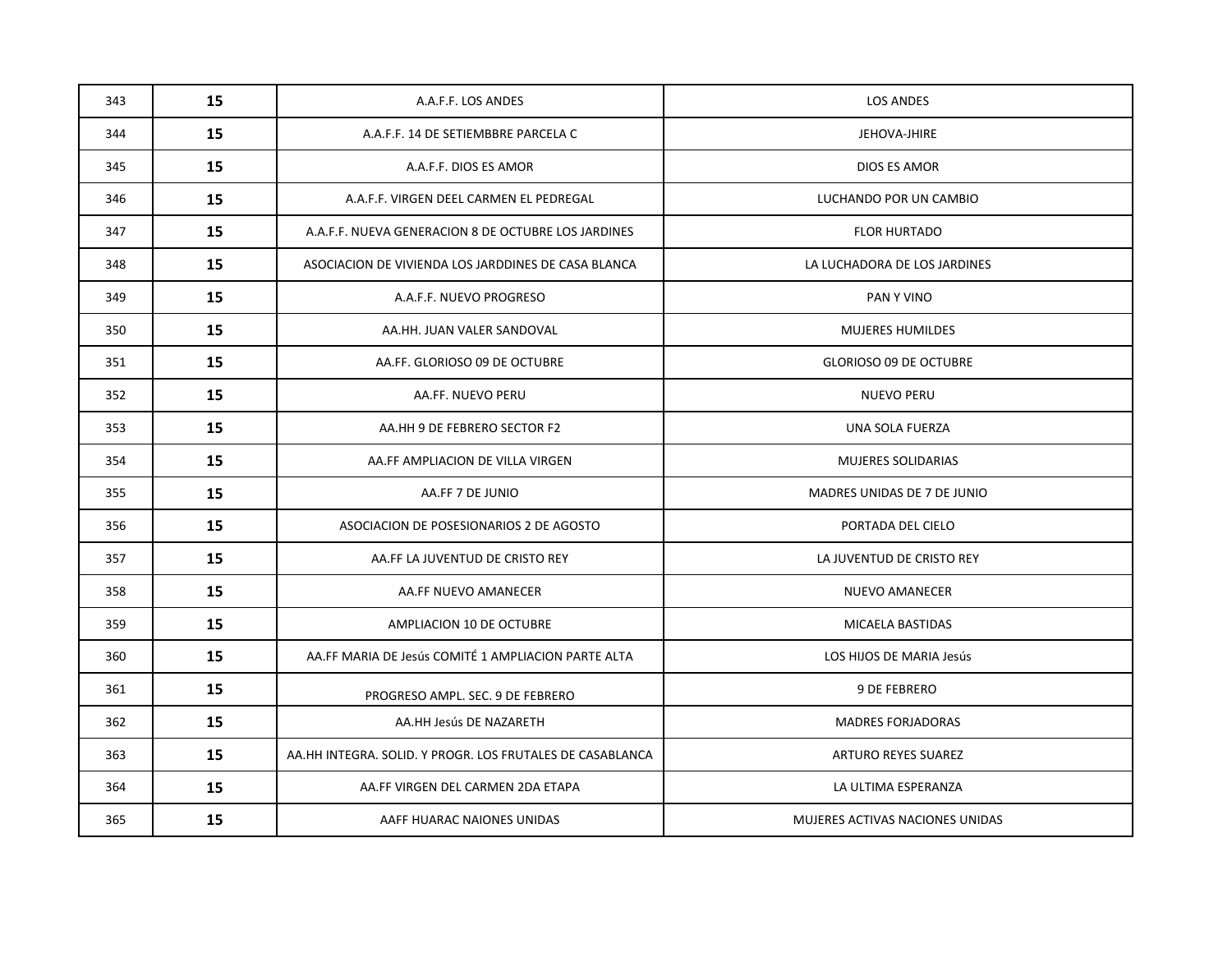| 343 | **15** | A.A.F.F. LOS ANDES | LOS ANDES |
|---|---|---|---|
| 344 | **15** | A.A.F.F. 14 DE SETIEMBBRE PARCELA C | JEHOVA-JHIRE |
| 345 | **15** | A.A.F.F. DIOS ES AMOR | DIOS ES AMOR |
| 346 | **15** | A.A.F.F. VIRGEN DEEL CARMEN EL PEDREGAL | LUCHANDO POR UN CAMBIO |
| 347 | **15** | A.A.F.F. NUEVA GENERACION 8 DE OCTUBRE LOS JARDINES | FLOR HURTADO |
| 348 | **15** | ASOCIACION DE VIVIENDA LOS JARDDINES DE CASA BLANCA | LA LUCHADORA DE LOS JARDINES |
| 349 | **15** | A.A.F.F. NUEVO PROGRESO | PAN Y VINO |
| 350 | **15** | AA.HH. JUAN VALER SANDOVAL | MUJERES HUMILDES |
| 351 | **15** | AA.FF. GLORIOSO 09 DE OCTUBRE | GLORIOSO 09 DE OCTUBRE |
| 352 | **15** | AA.FF. NUEVO PERU | NUEVO PERU |
| 353 | **15** | AA.HH 9 DE FEBRERO SECTOR F2 | UNA SOLA FUERZA |
| 354 | **15** | AA.FF AMPLIACION DE VILLA VIRGEN | MUJERES SOLIDARIAS |
| 355 | **15** | AA.FF 7 DE JUNIO | MADRES UNIDAS DE 7 DE JUNIO |
| 356 | **15** | ASOCIACION DE POSESIONARIOS 2 DE AGOSTO | PORTADA DEL CIELO |
| 357 | **15** | AA.FF LA JUVENTUD DE CRISTO REY | LA JUVENTUD DE CRISTO REY |
| 358 | **15** | AA.FF NUEVO AMANECER | NUEVO AMANECER |
| 359 | **15** | AMPLIACION 10 DE OCTUBRE | MICAELA BASTIDAS |
| 360 | **15** | AA.FF MARIA DE Jesús COMITÉ 1 AMPLIACION PARTE ALTA | LOS HIJOS DE MARIA Jesús |
| 361 | **15** | PROGRESO AMPL. SEC. 9 DE FEBRERO | 9 DE FEBRERO |
| 362 | **15** | AA.HH Jesús DE NAZARETH | MADRES FORJADORAS |
| 363 | **15** | AA.HH INTEGRA. SOLID. Y PROGR. LOS FRUTALES DE CASABLANCA | ARTURO REYES SUAREZ |
| 364 | **15** | AA.FF VIRGEN DEL CARMEN 2DA ETAPA | LA ULTIMA ESPERANZA |
| 365 | **15** | AAFF HUARAC NAIONES UNIDAS | MUJERES ACTIVAS NACIONES UNIDAS |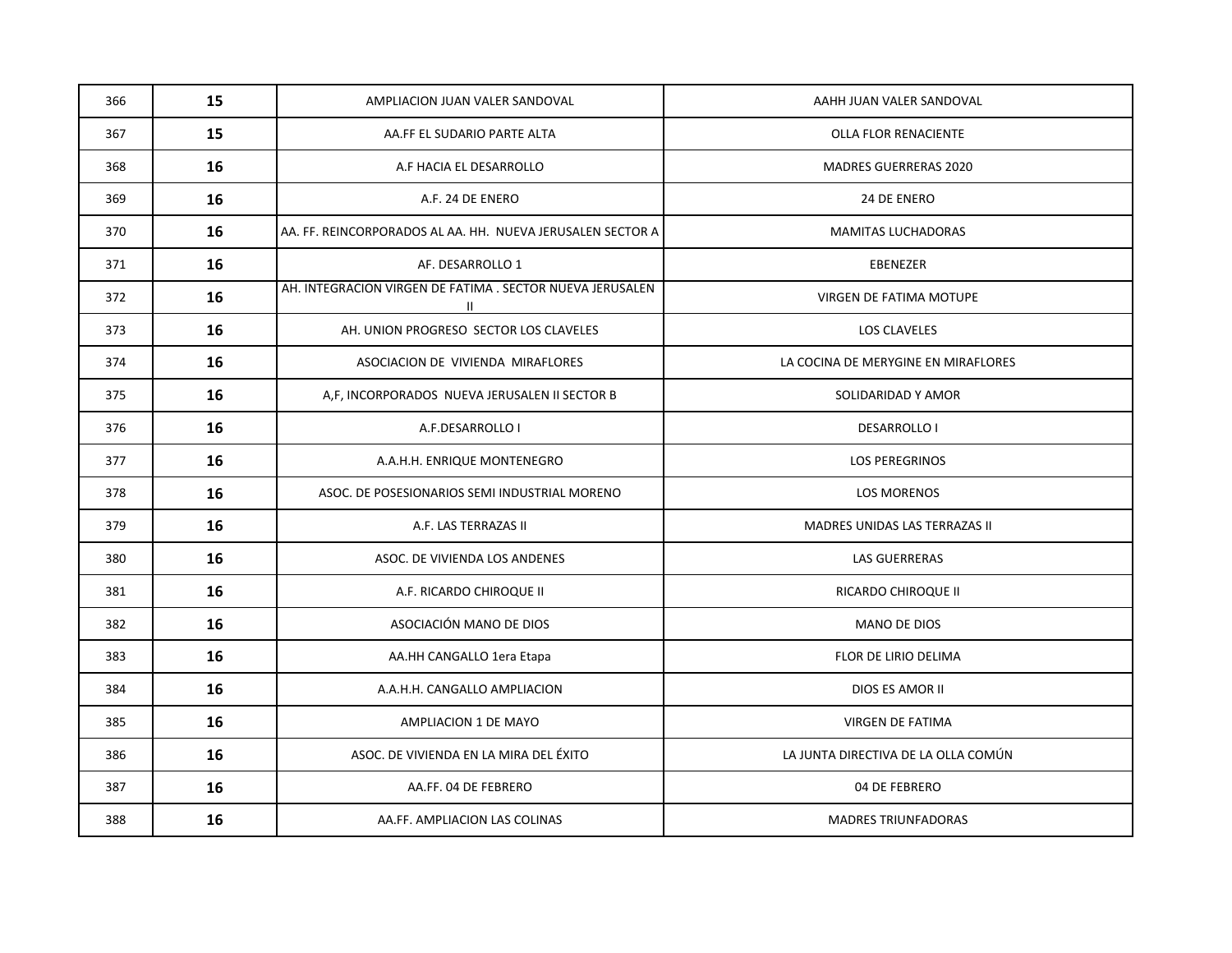| | | | |
|---|---|---|---|
| 366 | **15** | AMPLIACION JUAN VALER SANDOVAL | AAHH JUAN VALER SANDOVAL |
| 367 | **15** | AA.FF EL SUDARIO PARTE ALTA | OLLA FLOR RENACIENTE |
| 368 | **16** | A.F HACIA EL DESARROLLO | MADRES GUERRERAS 2020 |
| 369 | **16** | A.F. 24 DE ENERO | 24 DE ENERO |
| 370 | **16** | AA. FF. REINCORPORADOS AL AA. HH. NUEVA JERUSALEN SECTOR A | MAMITAS LUCHADORAS |
| 371 | **16** | AF. DESARROLLO 1 | EBENEZER |
| 372 | **16** | AH. INTEGRACION VIRGEN DE FATIMA . SECTOR NUEVA JERUSALEN II | VIRGEN DE FATIMA MOTUPE |
| 373 | **16** | AH. UNION PROGRESO SECTOR LOS CLAVELES | LOS CLAVELES |
| 374 | **16** | ASOCIACION DE VIVIENDA MIRAFLORES | LA COCINA DE MERYGINE EN MIRAFLORES |
| 375 | **16** | A,F, INCORPORADOS NUEVA JERUSALEN II SECTOR B | SOLIDARIDAD Y AMOR |
| 376 | **16** | A.F.DESARROLLO I | DESARROLLO I |
| 377 | **16** | A.A.H.H. ENRIQUE MONTENEGRO | LOS PEREGRINOS |
| 378 | **16** | ASOC. DE POSESIONARIOS SEMI INDUSTRIAL MORENO | LOS MORENOS |
| 379 | **16** | A.F. LAS TERRAZAS II | MADRES UNIDAS LAS TERRAZAS II |
| 380 | **16** | ASOC. DE VIVIENDA LOS ANDENES | LAS GUERRERAS |
| 381 | **16** | A.F. RICARDO CHIROQUE II | RICARDO CHIROQUE II |
| 382 | **16** | ASOCIACIÓN MANO DE DIOS | MANO DE DIOS |
| 383 | **16** | AA.HH CANGALLO 1era Etapa | FLOR DE LIRIO DELIMA |
| 384 | **16** | A.A.H.H. CANGALLO AMPLIACION | DIOS ES AMOR II |
| 385 | **16** | AMPLIACION 1 DE MAYO | VIRGEN DE FATIMA |
| 386 | **16** | ASOC. DE VIVIENDA EN LA MIRA DEL ÉXITO | LA JUNTA DIRECTIVA DE LA OLLA COMÚN |
| 387 | **16** | AA.FF. 04 DE FEBRERO | 04 DE FEBRERO |
| 388 | **16** | AA.FF. AMPLIACION LAS COLINAS | MADRES TRIUNFADORAS |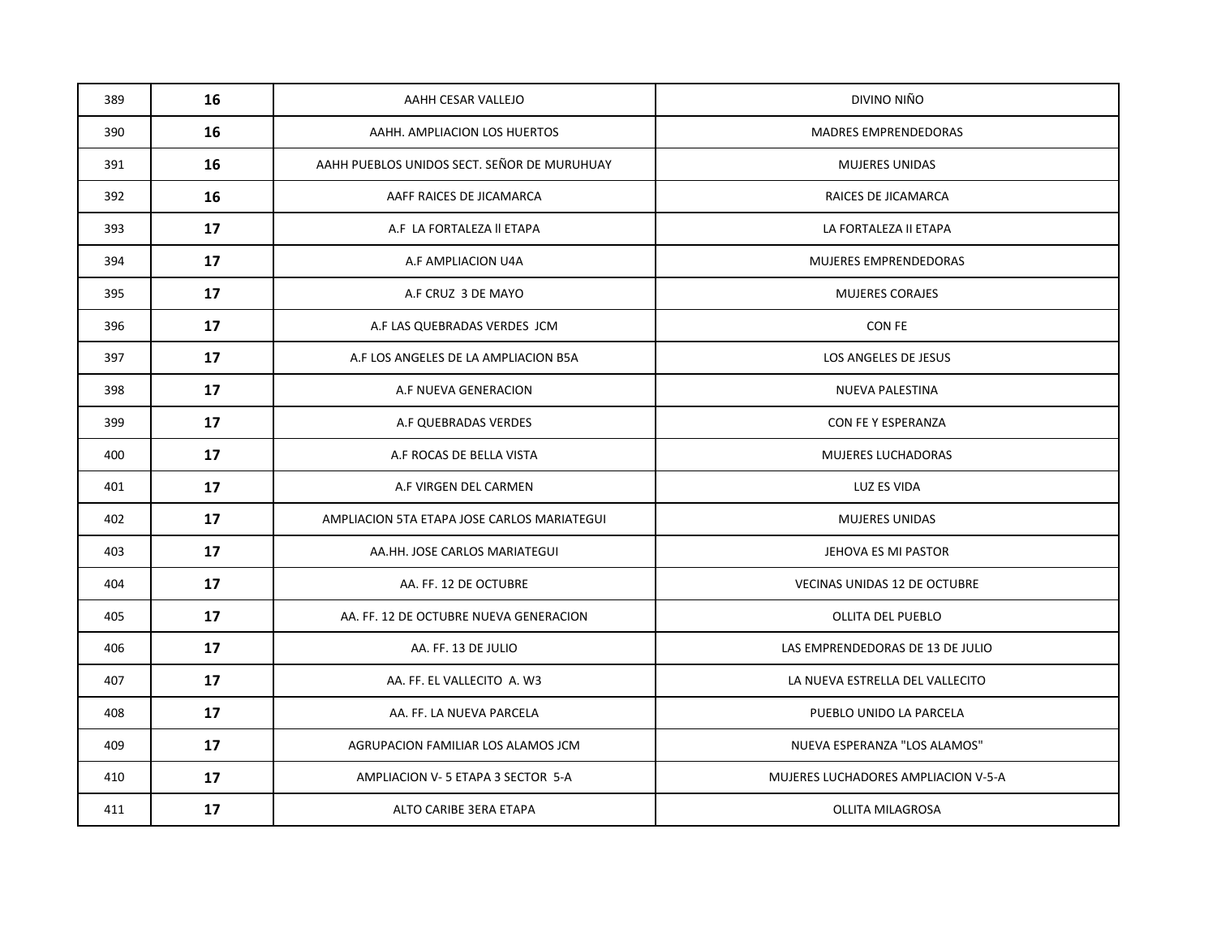| | | | |
|---|---|---|---|
| 389 | **16** | AAHH CESAR VALLEJO | DIVINO NIÑO |
| 390 | **16** | AAHH. AMPLIACION LOS HUERTOS | MADRES EMPRENDEDORAS |
| 391 | **16** | AAHH PUEBLOS UNIDOS SECT. SEÑOR DE MURUHUAY | MUJERES UNIDAS |
| 392 | **16** | AAFF RAICES DE JICAMARCA | RAICES DE JICAMARCA |
| 393 | **17** | A.F LA FORTALEZA ll ETAPA | LA FORTALEZA II ETAPA |
| 394 | **17** | A.F AMPLIACION U4A | MUJERES EMPRENDEDORAS |
| 395 | **17** | A.F CRUZ 3 DE MAYO | MUJERES CORAJES |
| 396 | **17** | A.F LAS QUEBRADAS VERDES JCM | CON FE |
| 397 | **17** | A.F LOS ANGELES DE LA AMPLIACION B5A | LOS ANGELES DE JESUS |
| 398 | **17** | A.F NUEVA GENERACION | NUEVA PALESTINA |
| 399 | **17** | A.F QUEBRADAS VERDES | CON FE Y ESPERANZA |
| 400 | **17** | A.F ROCAS DE BELLA VISTA | MUJERES LUCHADORAS |
| 401 | **17** | A.F VIRGEN DEL CARMEN | LUZ ES VIDA |
| 402 | **17** | AMPLIACION 5TA ETAPA JOSE CARLOS MARIATEGUI | MUJERES UNIDAS |
| 403 | **17** | AA.HH. JOSE CARLOS MARIATEGUI | JEHOVA ES MI PASTOR |
| 404 | **17** | AA. FF. 12 DE OCTUBRE | VECINAS UNIDAS 12 DE OCTUBRE |
| 405 | **17** | AA. FF. 12 DE OCTUBRE NUEVA GENERACION | OLLITA DEL PUEBLO |
| 406 | **17** | AA. FF. 13 DE JULIO | LAS EMPRENDEDORAS DE 13 DE JULIO |
| 407 | **17** | AA. FF. EL VALLECITO A. W3 | LA NUEVA ESTRELLA DEL VALLECITO |
| 408 | **17** | AA. FF. LA NUEVA PARCELA | PUEBLO UNIDO LA PARCELA |
| 409 | **17** | AGRUPACION FAMILIAR LOS ALAMOS JCM | NUEVA ESPERANZA "LOS ALAMOS" |
| 410 | **17** | AMPLIACION V- 5 ETAPA 3 SECTOR 5-A | MUJERES LUCHADORES AMPLIACION V-5-A |
| 411 | **17** | ALTO CARIBE 3ERA ETAPA | OLLITA MILAGROSA |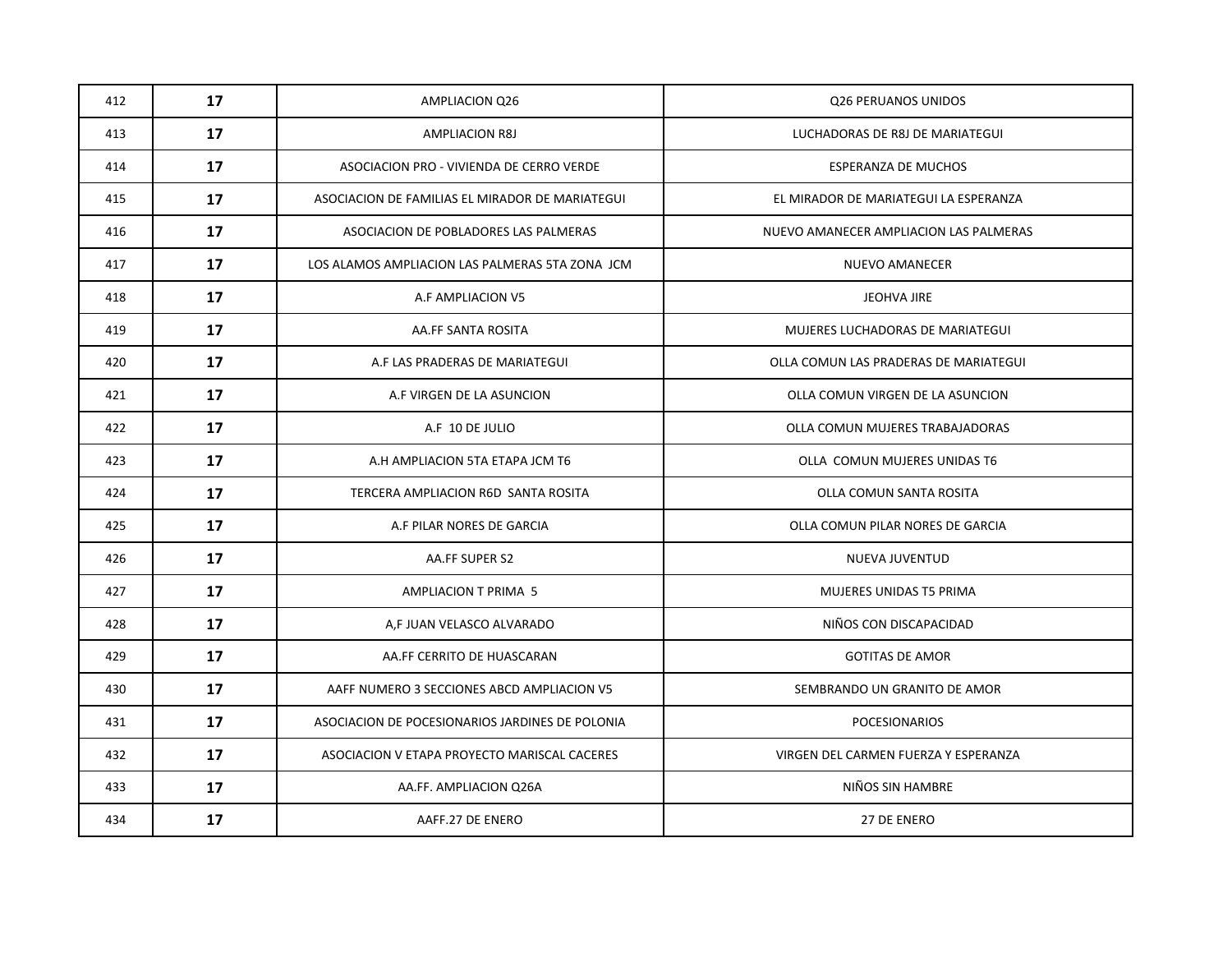| 412 | **17** | AMPLIACION Q26 | Q26 PERUANOS UNIDOS |
|---|---|---|---|
| 413 | **17** | AMPLIACION R8J | LUCHADORAS DE R8J DE MARIATEGUI |
| 414 | **17** | ASOCIACION PRO - VIVIENDA DE CERRO VERDE | ESPERANZA DE MUCHOS |
| 415 | **17** | ASOCIACION DE FAMILIAS EL MIRADOR DE MARIATEGUI | EL MIRADOR DE MARIATEGUI LA ESPERANZA |
| 416 | **17** | ASOCIACION DE POBLADORES LAS PALMERAS | NUEVO AMANECER AMPLIACION LAS PALMERAS |
| 417 | **17** | LOS ALAMOS AMPLIACION LAS PALMERAS 5TA ZONA JCM | NUEVO AMANECER |
| 418 | **17** | A.F AMPLIACION V5 | JEOHVA JIRE |
| 419 | **17** | AA.FF SANTA ROSITA | MUJERES LUCHADORAS DE MARIATEGUI |
| 420 | **17** | A.F LAS PRADERAS DE MARIATEGUI | OLLA COMUN LAS PRADERAS DE MARIATEGUI |
| 421 | **17** | A.F VIRGEN DE LA ASUNCION | OLLA COMUN VIRGEN DE LA ASUNCION |
| 422 | **17** | A.F 10 DE JULIO | OLLA COMUN MUJERES TRABAJADORAS |
| 423 | **17** | A.H AMPLIACION 5TA ETAPA JCM T6 | OLLA COMUN MUJERES UNIDAS T6 |
| 424 | **17** | TERCERA AMPLIACION R6D SANTA ROSITA | OLLA COMUN SANTA ROSITA |
| 425 | **17** | A.F PILAR NORES DE GARCIA | OLLA COMUN PILAR NORES DE GARCIA |
| 426 | **17** | AA.FF SUPER S2 | NUEVA JUVENTUD |
| 427 | **17** | AMPLIACION T PRIMA 5 | MUJERES UNIDAS T5 PRIMA |
| 428 | **17** | A,F JUAN VELASCO ALVARADO | NIÑOS CON DISCAPACIDAD |
| 429 | **17** | AA.FF CERRITO DE HUASCARAN | GOTITAS DE AMOR |
| 430 | **17** | AAFF NUMERO 3 SECCIONES ABCD AMPLIACION V5 | SEMBRANDO UN GRANITO DE AMOR |
| 431 | **17** | ASOCIACION DE POCESIONARIOS JARDINES DE POLONIA | POCESIONARIOS |
| 432 | **17** | ASOCIACION V ETAPA PROYECTO MARISCAL CACERES | VIRGEN DEL CARMEN FUERZA Y ESPERANZA |
| 433 | **17** | AA.FF. AMPLIACION Q26A | NIÑOS SIN HAMBRE |
| 434 | **17** | AAFF.27 DE ENERO | 27 DE ENERO |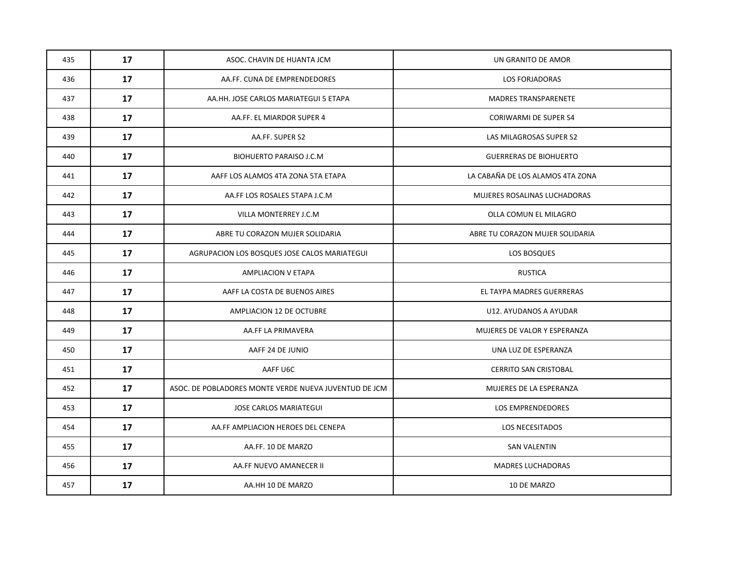| 435 | **17** | ASOC. CHAVIN DE HUANTA JCM | UN GRANITO DE AMOR |
|---|---|---|---|
| 436 | **17** | AA.FF. CUNA DE EMPRENDEDORES | LOS FORJADORAS |
| 437 | **17** | AA.HH. JOSE CARLOS MARIATEGUI 5 ETAPA | MADRES TRANSPARENETE |
| 438 | **17** | AA.FF. EL MIARDOR SUPER 4 | CORIWARMI DE SUPER S4 |
| 439 | **17** | AA.FF. SUPER S2 | LAS MILAGROSAS SUPER S2 |
| 440 | **17** | BIOHUERTO PARAISO J.C.M | GUERRERAS DE BIOHUERTO |
| 441 | **17** | AAFF LOS ALAMOS 4TA ZONA 5TA ETAPA | LA CABAÑA DE LOS ALAMOS 4TA ZONA |
| 442 | **17** | AA.FF LOS ROSALES 5TAPA J.C.M | MUJERES ROSALINAS LUCHADORAS |
| 443 | **17** | VILLA MONTERREY J.C.M | OLLA COMUN EL MILAGRO |
| 444 | **17** | ABRE TU CORAZON MUJER SOLIDARIA | ABRE TU CORAZON MUJER SOLIDARIA |
| 445 | **17** | AGRUPACION LOS BOSQUES JOSE CALOS MARIATEGUI | LOS BOSQUES |
| 446 | **17** | AMPLIACION V ETAPA | RUSTICA |
| 447 | **17** | AAFF LA COSTA DE BUENOS AIRES | EL TAYPA MADRES GUERRERAS |
| 448 | **17** | AMPLIACION 12 DE OCTUBRE | U12. AYUDANOS A AYUDAR |
| 449 | **17** | AA.FF LA PRIMAVERA | MUJERES DE VALOR Y ESPERANZA |
| 450 | **17** | AAFF 24 DE JUNIO | UNA LUZ DE ESPERANZA |
| 451 | **17** | AAFF U6C | CERRITO SAN CRISTOBAL |
| 452 | **17** | ASOC. DE POBLADORES MONTE VERDE NUEVA JUVENTUD DE JCM | MUJERES DE LA ESPERANZA |
| 453 | **17** | JOSE CARLOS MARIATEGUI | LOS EMPRENDEDORES |
| 454 | **17** | AA.FF AMPLIACION HEROES DEL CENEPA | LOS NECESITADOS |
| 455 | **17** | AA.FF. 10 DE MARZO | SAN VALENTIN |
| 456 | **17** | AA.FF NUEVO AMANECER II | MADRES LUCHADORAS |
| 457 | **17** | AA.HH 10 DE MARZO | 10 DE MARZO |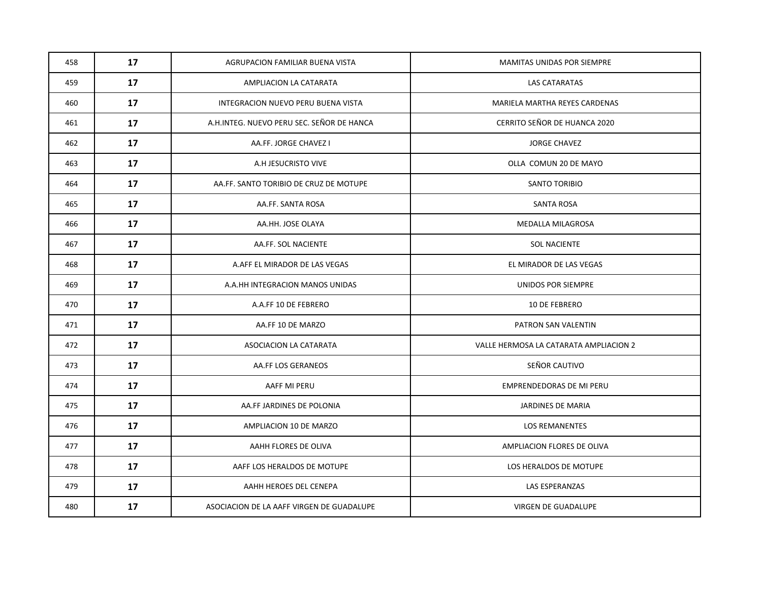| 458 | **17** | AGRUPACION FAMILIAR BUENA VISTA | MAMITAS UNIDAS POR SIEMPRE |
|---|---|---|---|
| 459 | **17** | AMPLIACION LA CATARATA | LAS CATARATAS |
| 460 | **17** | INTEGRACION NUEVO PERU BUENA VISTA | MARIELA MARTHA REYES CARDENAS |
| 461 | **17** | A.H.INTEG. NUEVO PERU SEC. SEÑOR DE HANCA | CERRITO SEÑOR DE HUANCA 2020 |
| 462 | **17** | AA.FF. JORGE CHAVEZ I | JORGE CHAVEZ |
| 463 | **17** | A.H JESUCRISTO VIVE | OLLA COMUN 20 DE MAYO |
| 464 | **17** | AA.FF. SANTO TORIBIO DE CRUZ DE MOTUPE | SANTO TORIBIO |
| 465 | **17** | AA.FF. SANTA ROSA | SANTA ROSA |
| 466 | **17** | AA.HH. JOSE OLAYA | MEDALLA MILAGROSA |
| 467 | **17** | AA.FF. SOL NACIENTE | SOL NACIENTE |
| 468 | **17** | A.AFF EL MIRADOR DE LAS VEGAS | EL MIRADOR DE LAS VEGAS |
| 469 | **17** | A.A.HH INTEGRACION MANOS UNIDAS | UNIDOS POR SIEMPRE |
| 470 | **17** | A.A.FF 10 DE FEBRERO | 10 DE FEBRERO |
| 471 | **17** | AA.FF 10 DE MARZO | PATRON SAN VALENTIN |
| 472 | **17** | ASOCIACION LA CATARATA | VALLE HERMOSA LA CATARATA AMPLIACION 2 |
| 473 | **17** | AA.FF LOS GERANEOS | SEÑOR CAUTIVO |
| 474 | **17** | AAFF MI PERU | EMPRENDEDORAS DE MI PERU |
| 475 | **17** | AA.FF JARDINES DE POLONIA | JARDINES DE MARIA |
| 476 | **17** | AMPLIACION 10 DE MARZO | LOS REMANENTES |
| 477 | **17** | AAHH FLORES DE OLIVA | AMPLIACION FLORES DE OLIVA |
| 478 | **17** | AAFF LOS HERALDOS DE MOTUPE | LOS HERALDOS DE MOTUPE |
| 479 | **17** | AAHH HEROES DEL CENEPA | LAS ESPERANZAS |
| 480 | **17** | ASOCIACION DE LA AAFF VIRGEN DE GUADALUPE | VIRGEN DE GUADALUPE |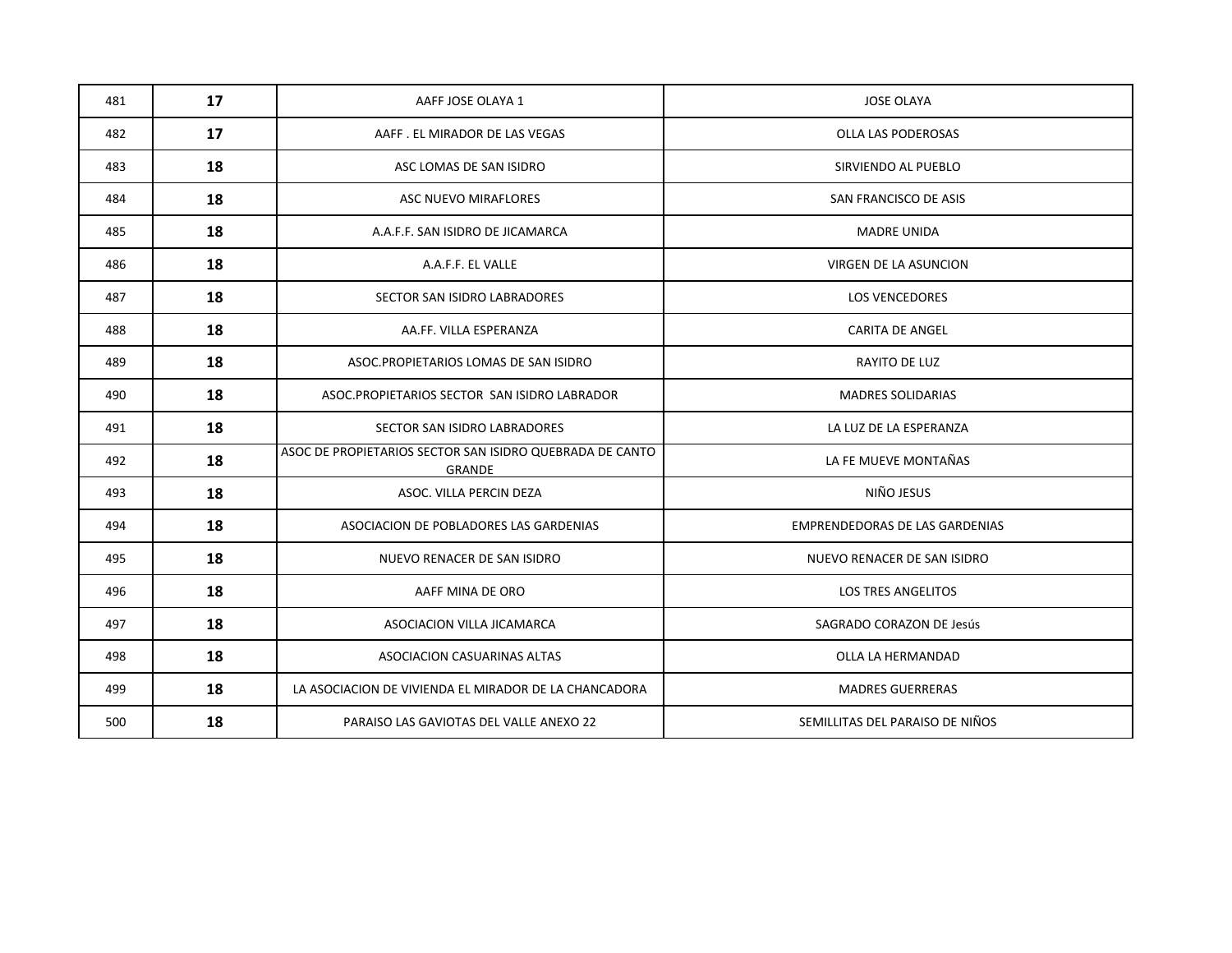| | | | |
|---|---|---|---|
| 481 | **17** | AAFF JOSE OLAYA 1 | JOSE OLAYA |
| 482 | **17** | AAFF . EL MIRADOR DE LAS VEGAS | OLLA LAS PODEROSAS |
| 483 | **18** | ASC LOMAS DE SAN ISIDRO | SIRVIENDO AL PUEBLO |
| 484 | **18** | ASC NUEVO MIRAFLORES | SAN FRANCISCO DE ASIS |
| 485 | **18** | A.A.F.F. SAN ISIDRO DE JICAMARCA | MADRE UNIDA |
| 486 | **18** | A.A.F.F. EL VALLE | VIRGEN DE LA ASUNCION |
| 487 | **18** | SECTOR SAN ISIDRO LABRADORES | LOS VENCEDORES |
| 488 | **18** | AA.FF. VILLA ESPERANZA | CARITA DE ANGEL |
| 489 | **18** | ASOC.PROPIETARIOS LOMAS DE SAN ISIDRO | RAYITO DE LUZ |
| 490 | **18** | ASOC.PROPIETARIOS SECTOR SAN ISIDRO LABRADOR | MADRES SOLIDARIAS |
| 491 | **18** | SECTOR SAN ISIDRO LABRADORES | LA LUZ DE LA ESPERANZA |
| 492 | **18** | ASOC DE PROPIETARIOS SECTOR SAN ISIDRO QUEBRADA DE CANTO GRANDE | LA FE MUEVE MONTAÑAS |
| 493 | **18** | ASOC. VILLA PERCIN DEZA | NIÑO JESUS |
| 494 | **18** | ASOCIACION DE POBLADORES LAS GARDENIAS | EMPRENDEDORAS DE LAS GARDENIAS |
| 495 | **18** | NUEVO RENACER DE SAN ISIDRO | NUEVO RENACER DE SAN ISIDRO |
| 496 | **18** | AAFF MINA DE ORO | LOS TRES ANGELITOS |
| 497 | **18** | ASOCIACION VILLA JICAMARCA | SAGRADO CORAZON DE Jesús |
| 498 | **18** | ASOCIACION CASUARINAS ALTAS | OLLA LA HERMANDAD |
| 499 | **18** | LA ASOCIACION DE VIVIENDA EL MIRADOR DE LA CHANCADORA | MADRES GUERRERAS |
| 500 | **18** | PARAISO LAS GAVIOTAS DEL VALLE ANEXO 22 | SEMILLITAS DEL PARAISO DE NIÑOS |